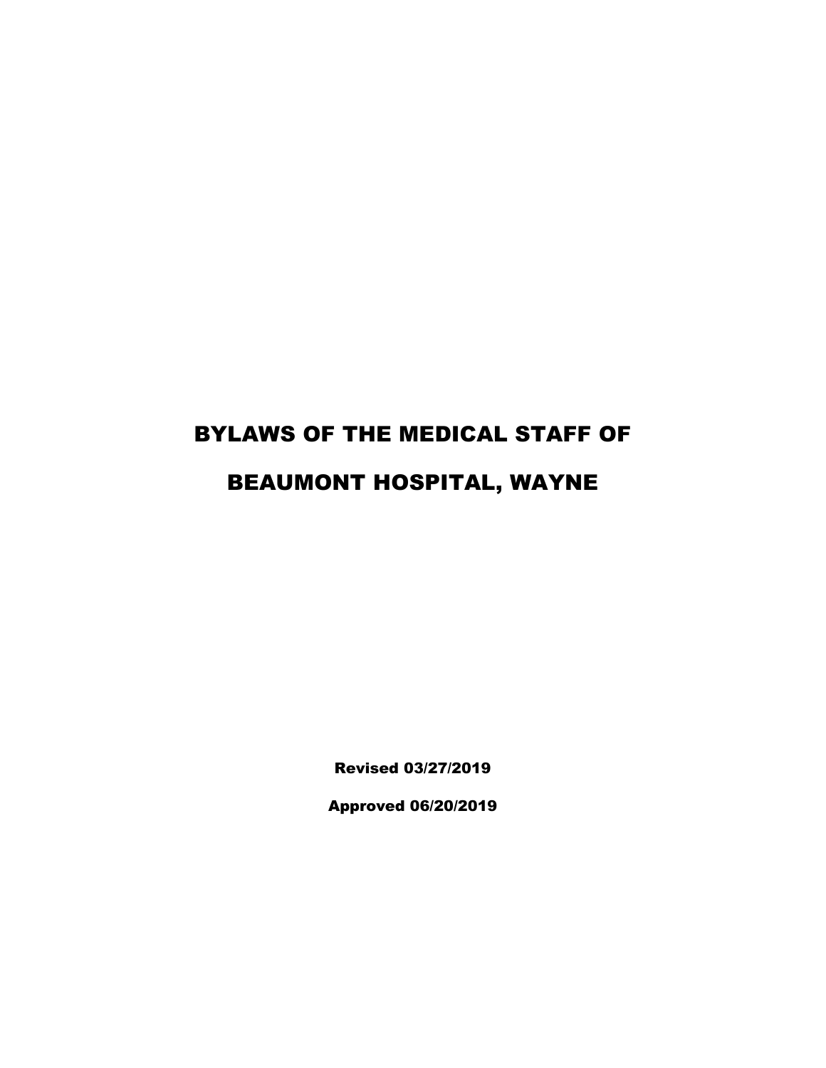# BYLAWS OF THE MEDICAL STAFF OF

# BEAUMONT HOSPITAL, WAYNE

**Revised 03/27/2019**

**Approved 06/20/2019**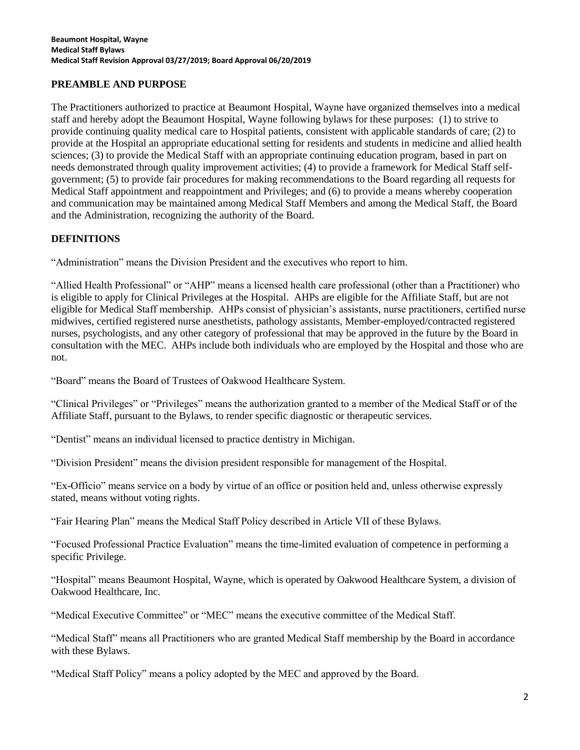## PREAMBLE AND PURPOSE

The Practitioners authorized to practice at Beaumont Hospital, Wayne have organized themselves into a medical staff and hereby adopt the Beaumont Hospital, Wayne following bylaws for these purposes: (1) to strive to provide continuing quality medical care to Hospital patients, consistent with applicable standards of care; (2) to provide at the Hospital an appropriate educational setting for residents and students in medicine and allied health sciences; (3) to provide the Medical Staff with an appropriate continuing education program, based in part on needs demonstrated through quality improvement activities; (4) to provide a framework for Medical Staff self-government; (5) to provide fair procedures for making recommendations to the Board regarding all requests for Medical Staff appointment and reappointment and Privileges; and (6) to provide a means whereby cooperation and communication may be maintained among Medical Staff Members and among the Medical Staff, the Board and the Administration, recognizing the authority of the Board.

## DEFINITIONS

"Administration" means the Division President and the executives who report to him.

"Allied Health Professional" or "AHP" means a licensed health care professional (other than a Practitioner) who is eligible to apply for Clinical Privileges at the Hospital. AHPs are eligible for the Affiliate Staff, but are not eligible for Medical Staff membership. AHPs consist of physician's assistants, nurse practitioners, certified nurse midwives, certified registered nurse anesthetists, pathology assistants, Member-employed/contracted registered nurses, psychologists, and any other category of professional that may be approved in the future by the Board in consultation with the MEC. AHPs include both individuals who are employed by the Hospital and those who are not.

"Board" means the Board of Trustees of Oakwood Healthcare System.

"Clinical Privileges" or "Privileges" means the authorization granted to a member of the Medical Staff or of the Affiliate Staff, pursuant to the Bylaws, to render specific diagnostic or therapeutic services.

"Dentist" means an individual licensed to practice dentistry in Michigan.

"Division President" means the division president responsible for management of the Hospital.

"Ex-Officio" means service on a body by virtue of an office or position held and, unless otherwise expressly stated, means without voting rights.

"Fair Hearing Plan" means the Medical Staff Policy described in Article VII of these Bylaws.

"Focused Professional Practice Evaluation" means the time-limited evaluation of competence in performing a specific Privilege.

"Hospital" means Beaumont Hospital, Wayne, which is operated by Oakwood Healthcare System, a division of Oakwood Healthcare, Inc.

"Medical Executive Committee" or "MEC" means the executive committee of the Medical Staff.

"Medical Staff" means all Practitioners who are granted Medical Staff membership by the Board in accordance with these Bylaws.

"Medical Staff Policy" means a policy adopted by the MEC and approved by the Board.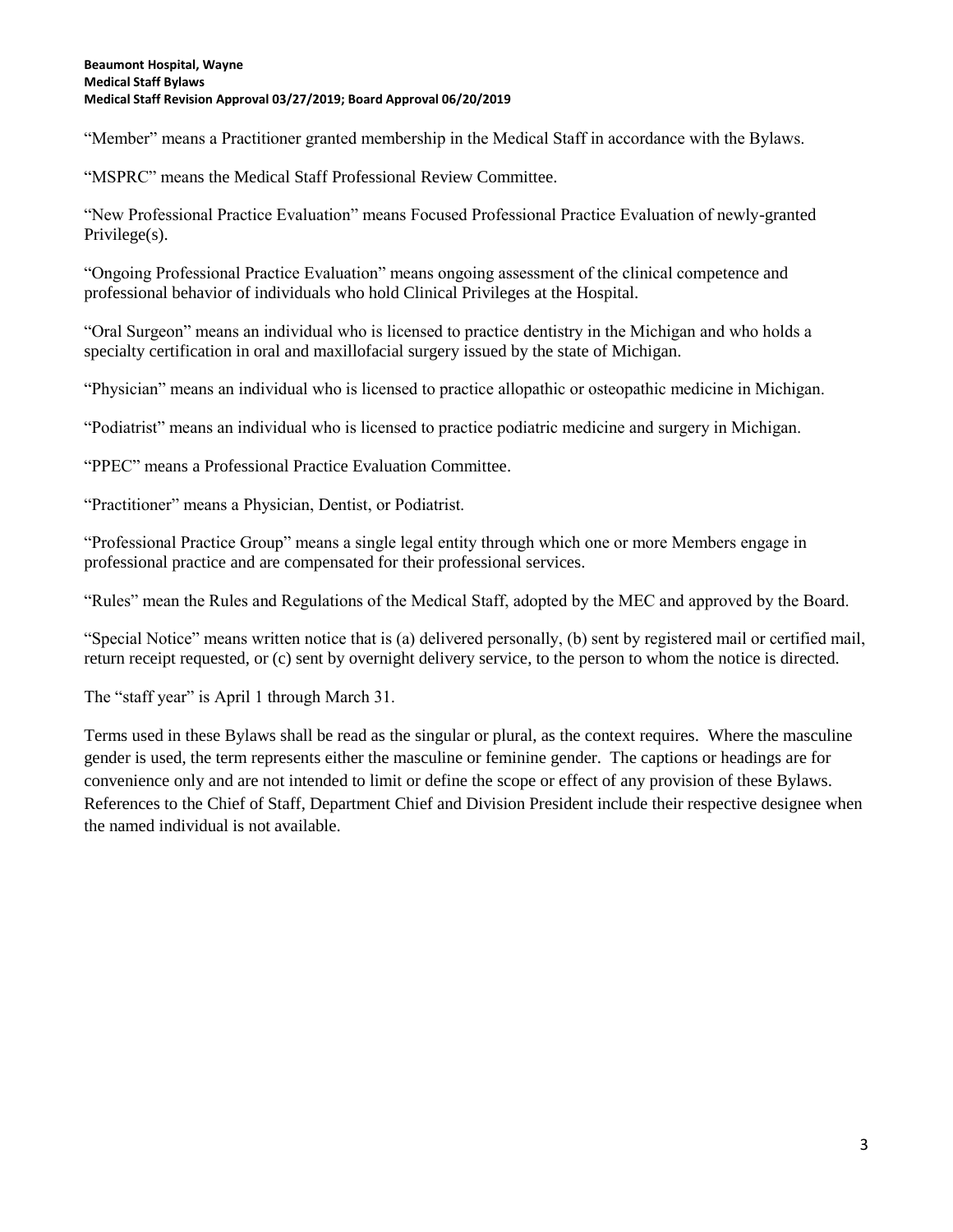"Member" means a Practitioner granted membership in the Medical Staff in accordance with the Bylaws.

"MSPRC" means the Medical Staff Professional Review Committee.

"New Professional Practice Evaluation" means Focused Professional Practice Evaluation of newly-granted Privilege(s).

"Ongoing Professional Practice Evaluation" means ongoing assessment of the clinical competence and professional behavior of individuals who hold Clinical Privileges at the Hospital.

"Oral Surgeon" means an individual who is licensed to practice dentistry in the Michigan and who holds a specialty certification in oral and maxillofacial surgery issued by the state of Michigan.

"Physician" means an individual who is licensed to practice allopathic or osteopathic medicine in Michigan.

"Podiatrist" means an individual who is licensed to practice podiatric medicine and surgery in Michigan.

"PPEC" means a Professional Practice Evaluation Committee.

"Practitioner" means a Physician, Dentist, or Podiatrist.

"Professional Practice Group" means a single legal entity through which one or more Members engage in professional practice and are compensated for their professional services.

"Rules" mean the Rules and Regulations of the Medical Staff, adopted by the MEC and approved by the Board.

"Special Notice" means written notice that is (a) delivered personally, (b) sent by registered mail or certified mail, return receipt requested, or (c) sent by overnight delivery service, to the person to whom the notice is directed.

The "staff year" is April 1 through March 31.

Terms used in these Bylaws shall be read as the singular or plural, as the context requires. Where the masculine gender is used, the term represents either the masculine or feminine gender. The captions or headings are for convenience only and are not intended to limit or define the scope or effect of any provision of these Bylaws. References to the Chief of Staff, Department Chief and Division President include their respective designee when the named individual is not available.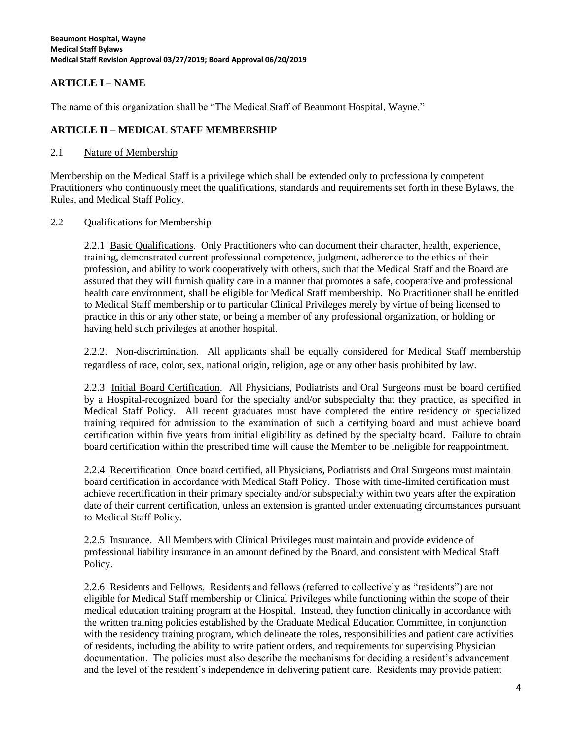## ARTICLE I – NAME

The name of this organization shall be "The Medical Staff of Beaumont Hospital, Wayne."

## ARTICLE II – MEDICAL STAFF MEMBERSHIP

### 2.1 Nature of Membership

Membership on the Medical Staff is a privilege which shall be extended only to professionally competent Practitioners who continuously meet the qualifications, standards and requirements set forth in these Bylaws, the Rules, and Medical Staff Policy.

### 2.2 Qualifications for Membership

2.2.1 Basic Qualifications. Only Practitioners who can document their character, health, experience, training, demonstrated current professional competence, judgment, adherence to the ethics of their profession, and ability to work cooperatively with others, such that the Medical Staff and the Board are assured that they will furnish quality care in a manner that promotes a safe, cooperative and professional health care environment, shall be eligible for Medical Staff membership. No Practitioner shall be entitled to Medical Staff membership or to particular Clinical Privileges merely by virtue of being licensed to practice in this or any other state, or being a member of any professional organization, or holding or having held such privileges at another hospital.

2.2.2. Non-discrimination. All applicants shall be equally considered for Medical Staff membership regardless of race, color, sex, national origin, religion, age or any other basis prohibited by law.

2.2.3 Initial Board Certification. All Physicians, Podiatrists and Oral Surgeons must be board certified by a Hospital-recognized board for the specialty and/or subspecialty that they practice, as specified in Medical Staff Policy. All recent graduates must have completed the entire residency or specialized training required for admission to the examination of such a certifying board and must achieve board certification within five years from initial eligibility as defined by the specialty board. Failure to obtain board certification within the prescribed time will cause the Member to be ineligible for reappointment.

2.2.4 Recertification Once board certified, all Physicians, Podiatrists and Oral Surgeons must maintain board certification in accordance with Medical Staff Policy. Those with time-limited certification must achieve recertification in their primary specialty and/or subspecialty within two years after the expiration date of their current certification, unless an extension is granted under extenuating circumstances pursuant to Medical Staff Policy.

2.2.5 Insurance. All Members with Clinical Privileges must maintain and provide evidence of professional liability insurance in an amount defined by the Board, and consistent with Medical Staff Policy.

2.2.6 Residents and Fellows. Residents and fellows (referred to collectively as "residents") are not eligible for Medical Staff membership or Clinical Privileges while functioning within the scope of their medical education training program at the Hospital. Instead, they function clinically in accordance with the written training policies established by the Graduate Medical Education Committee, in conjunction with the residency training program, which delineate the roles, responsibilities and patient care activities of residents, including the ability to write patient orders, and requirements for supervising Physician documentation. The policies must also describe the mechanisms for deciding a resident's advancement and the level of the resident's independence in delivering patient care. Residents may provide patient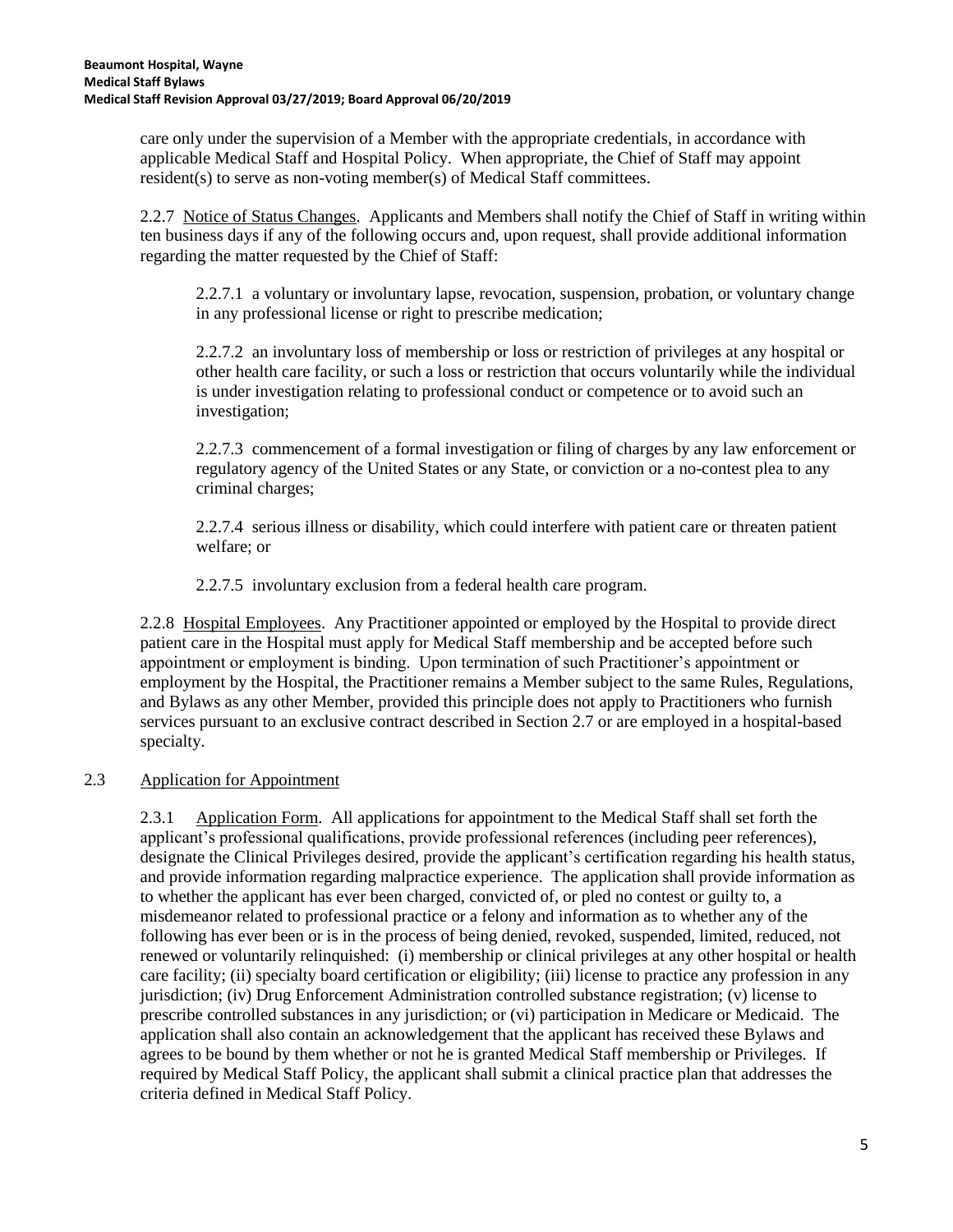care only under the supervision of a Member with the appropriate credentials, in accordance with applicable Medical Staff and Hospital Policy. When appropriate, the Chief of Staff may appoint resident(s) to serve as non-voting member(s) of Medical Staff committees.

2.2.7 Notice of Status Changes. Applicants and Members shall notify the Chief of Staff in writing within ten business days if any of the following occurs and, upon request, shall provide additional information regarding the matter requested by the Chief of Staff:

2.2.7.1 a voluntary or involuntary lapse, revocation, suspension, probation, or voluntary change in any professional license or right to prescribe medication;

2.2.7.2 an involuntary loss of membership or loss or restriction of privileges at any hospital or other health care facility, or such a loss or restriction that occurs voluntarily while the individual is under investigation relating to professional conduct or competence or to avoid such an investigation;

2.2.7.3 commencement of a formal investigation or filing of charges by any law enforcement or regulatory agency of the United States or any State, or conviction or a no-contest plea to any criminal charges;

2.2.7.4 serious illness or disability, which could interfere with patient care or threaten patient welfare; or

2.2.7.5 involuntary exclusion from a federal health care program.

2.2.8 Hospital Employees. Any Practitioner appointed or employed by the Hospital to provide direct patient care in the Hospital must apply for Medical Staff membership and be accepted before such appointment or employment is binding. Upon termination of such Practitioner's appointment or employment by the Hospital, the Practitioner remains a Member subject to the same Rules, Regulations, and Bylaws as any other Member, provided this principle does not apply to Practitioners who furnish services pursuant to an exclusive contract described in Section 2.7 or are employed in a hospital-based specialty.

## 2.3 Application for Appointment

2.3.1 Application Form. All applications for appointment to the Medical Staff shall set forth the applicant's professional qualifications, provide professional references (including peer references), designate the Clinical Privileges desired, provide the applicant's certification regarding his health status, and provide information regarding malpractice experience. The application shall provide information as to whether the applicant has ever been charged, convicted of, or pled no contest or guilty to, a misdemeanor related to professional practice or a felony and information as to whether any of the following has ever been or is in the process of being denied, revoked, suspended, limited, reduced, not renewed or voluntarily relinquished: (i) membership or clinical privileges at any other hospital or health care facility; (ii) specialty board certification or eligibility; (iii) license to practice any profession in any jurisdiction; (iv) Drug Enforcement Administration controlled substance registration; (v) license to prescribe controlled substances in any jurisdiction; or (vi) participation in Medicare or Medicaid. The application shall also contain an acknowledgement that the applicant has received these Bylaws and agrees to be bound by them whether or not he is granted Medical Staff membership or Privileges. If required by Medical Staff Policy, the applicant shall submit a clinical practice plan that addresses the criteria defined in Medical Staff Policy.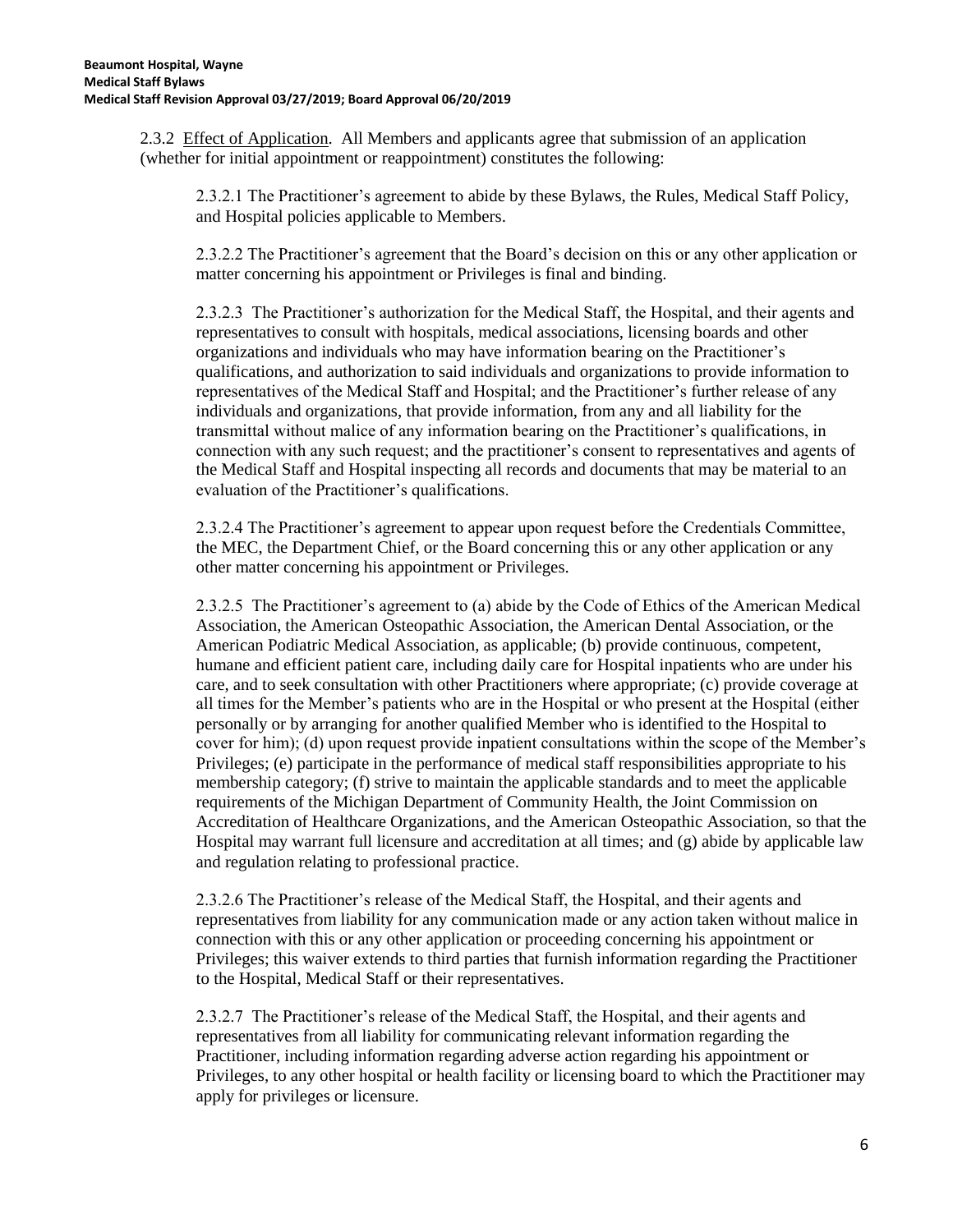2.3.2 Effect of Application. All Members and applicants agree that submission of an application (whether for initial appointment or reappointment) constitutes the following:

2.3.2.1 The Practitioner's agreement to abide by these Bylaws, the Rules, Medical Staff Policy, and Hospital policies applicable to Members.

2.3.2.2 The Practitioner's agreement that the Board's decision on this or any other application or matter concerning his appointment or Privileges is final and binding.

2.3.2.3 The Practitioner's authorization for the Medical Staff, the Hospital, and their agents and representatives to consult with hospitals, medical associations, licensing boards and other organizations and individuals who may have information bearing on the Practitioner's qualifications, and authorization to said individuals and organizations to provide information to representatives of the Medical Staff and Hospital; and the Practitioner's further release of any individuals and organizations, that provide information, from any and all liability for the transmittal without malice of any information bearing on the Practitioner's qualifications, in connection with any such request; and the practitioner's consent to representatives and agents of the Medical Staff and Hospital inspecting all records and documents that may be material to an evaluation of the Practitioner's qualifications.

2.3.2.4 The Practitioner's agreement to appear upon request before the Credentials Committee, the MEC, the Department Chief, or the Board concerning this or any other application or any other matter concerning his appointment or Privileges.

2.3.2.5 The Practitioner's agreement to (a) abide by the Code of Ethics of the American Medical Association, the American Osteopathic Association, the American Dental Association, or the American Podiatric Medical Association, as applicable; (b) provide continuous, competent, humane and efficient patient care, including daily care for Hospital inpatients who are under his care, and to seek consultation with other Practitioners where appropriate; (c) provide coverage at all times for the Member's patients who are in the Hospital or who present at the Hospital (either personally or by arranging for another qualified Member who is identified to the Hospital to cover for him); (d) upon request provide inpatient consultations within the scope of the Member's Privileges; (e) participate in the performance of medical staff responsibilities appropriate to his membership category; (f) strive to maintain the applicable standards and to meet the applicable requirements of the Michigan Department of Community Health, the Joint Commission on Accreditation of Healthcare Organizations, and the American Osteopathic Association, so that the Hospital may warrant full licensure and accreditation at all times; and (g) abide by applicable law and regulation relating to professional practice.

2.3.2.6 The Practitioner's release of the Medical Staff, the Hospital, and their agents and representatives from liability for any communication made or any action taken without malice in connection with this or any other application or proceeding concerning his appointment or Privileges; this waiver extends to third parties that furnish information regarding the Practitioner to the Hospital, Medical Staff or their representatives.

2.3.2.7 The Practitioner's release of the Medical Staff, the Hospital, and their agents and representatives from all liability for communicating relevant information regarding the Practitioner, including information regarding adverse action regarding his appointment or Privileges, to any other hospital or health facility or licensing board to which the Practitioner may apply for privileges or licensure.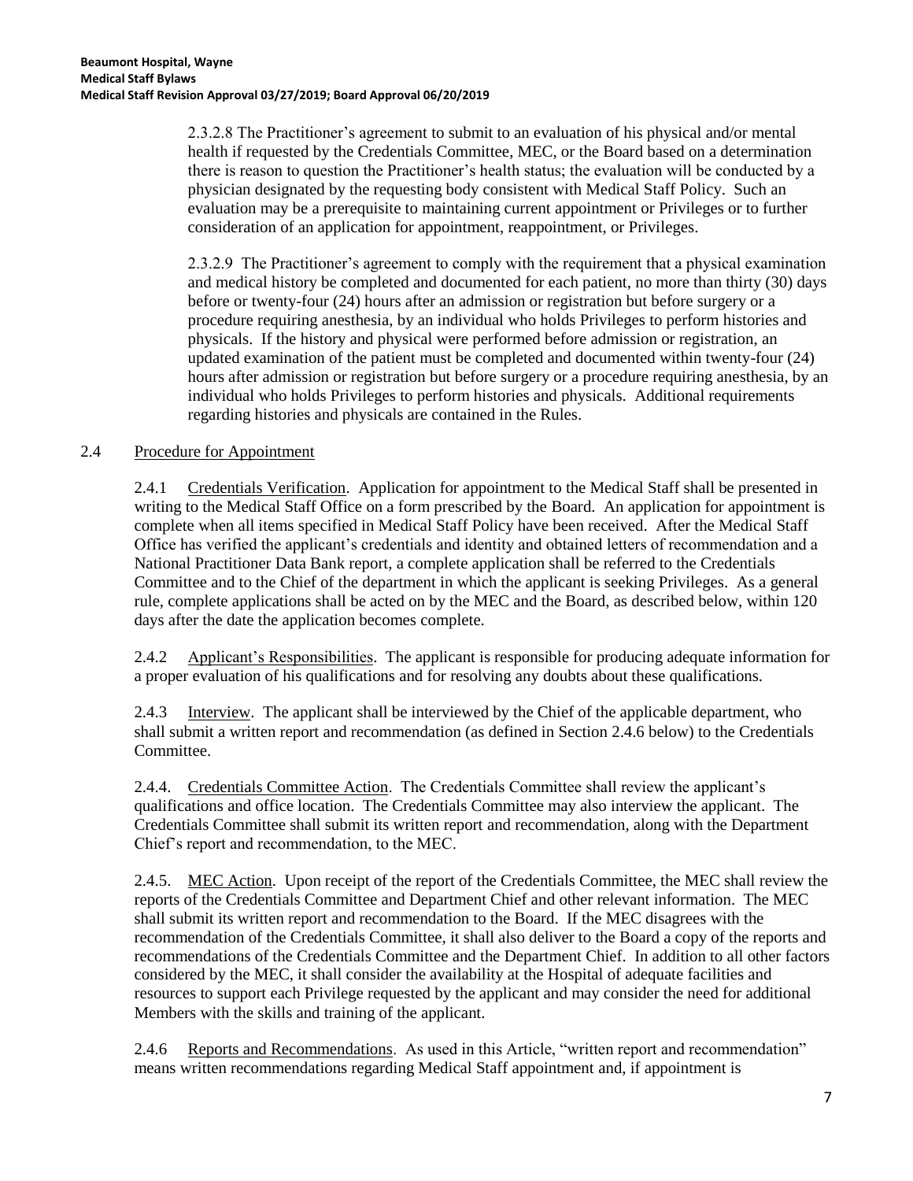2.3.2.8 The Practitioner's agreement to submit to an evaluation of his physical and/or mental health if requested by the Credentials Committee, MEC, or the Board based on a determination there is reason to question the Practitioner's health status; the evaluation will be conducted by a physician designated by the requesting body consistent with Medical Staff Policy. Such an evaluation may be a prerequisite to maintaining current appointment or Privileges or to further consideration of an application for appointment, reappointment, or Privileges.

2.3.2.9 The Practitioner's agreement to comply with the requirement that a physical examination and medical history be completed and documented for each patient, no more than thirty (30) days before or twenty-four (24) hours after an admission or registration but before surgery or a procedure requiring anesthesia, by an individual who holds Privileges to perform histories and physicals. If the history and physical were performed before admission or registration, an updated examination of the patient must be completed and documented within twenty-four (24) hours after admission or registration but before surgery or a procedure requiring anesthesia, by an individual who holds Privileges to perform histories and physicals. Additional requirements regarding histories and physicals are contained in the Rules.

## 2.4 Procedure for Appointment

2.4.1 Credentials Verification. Application for appointment to the Medical Staff shall be presented in writing to the Medical Staff Office on a form prescribed by the Board. An application for appointment is complete when all items specified in Medical Staff Policy have been received. After the Medical Staff Office has verified the applicant's credentials and identity and obtained letters of recommendation and a National Practitioner Data Bank report, a complete application shall be referred to the Credentials Committee and to the Chief of the department in which the applicant is seeking Privileges. As a general rule, complete applications shall be acted on by the MEC and the Board, as described below, within 120 days after the date the application becomes complete.

2.4.2 Applicant's Responsibilities. The applicant is responsible for producing adequate information for a proper evaluation of his qualifications and for resolving any doubts about these qualifications.

2.4.3 Interview. The applicant shall be interviewed by the Chief of the applicable department, who shall submit a written report and recommendation (as defined in Section 2.4.6 below) to the Credentials Committee.

2.4.4. Credentials Committee Action. The Credentials Committee shall review the applicant's qualifications and office location. The Credentials Committee may also interview the applicant. The Credentials Committee shall submit its written report and recommendation, along with the Department Chief's report and recommendation, to the MEC.

2.4.5. MEC Action. Upon receipt of the report of the Credentials Committee, the MEC shall review the reports of the Credentials Committee and Department Chief and other relevant information. The MEC shall submit its written report and recommendation to the Board. If the MEC disagrees with the recommendation of the Credentials Committee, it shall also deliver to the Board a copy of the reports and recommendations of the Credentials Committee and the Department Chief. In addition to all other factors considered by the MEC, it shall consider the availability at the Hospital of adequate facilities and resources to support each Privilege requested by the applicant and may consider the need for additional Members with the skills and training of the applicant.

2.4.6 Reports and Recommendations. As used in this Article, "written report and recommendation" means written recommendations regarding Medical Staff appointment and, if appointment is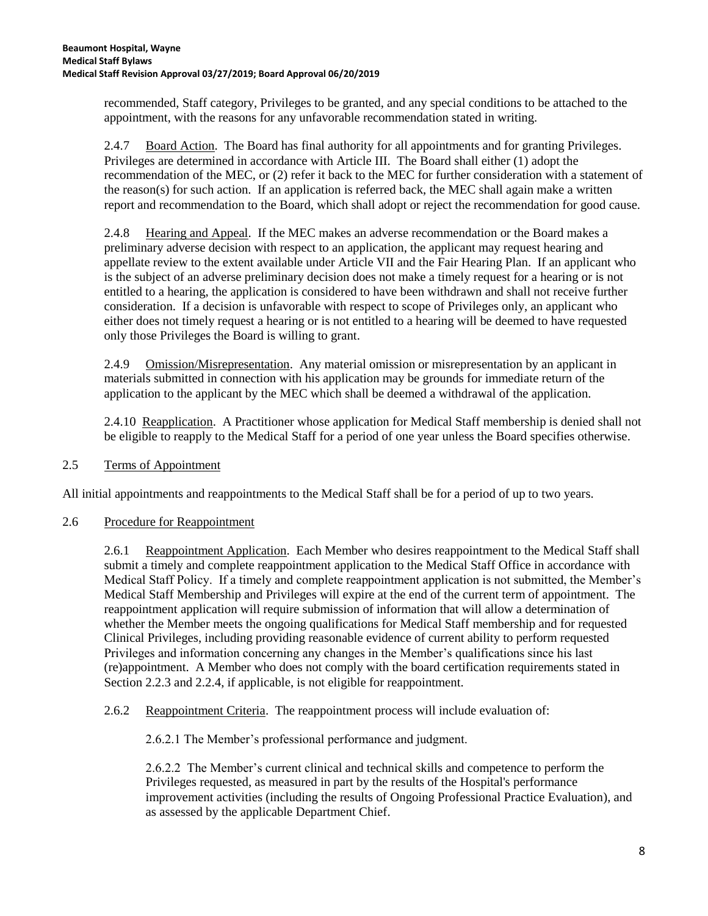recommended, Staff category, Privileges to be granted, and any special conditions to be attached to the appointment, with the reasons for any unfavorable recommendation stated in writing.

2.4.7 Board Action. The Board has final authority for all appointments and for granting Privileges. Privileges are determined in accordance with Article III. The Board shall either (1) adopt the recommendation of the MEC, or (2) refer it back to the MEC for further consideration with a statement of the reason(s) for such action. If an application is referred back, the MEC shall again make a written report and recommendation to the Board, which shall adopt or reject the recommendation for good cause.

2.4.8 Hearing and Appeal. If the MEC makes an adverse recommendation or the Board makes a preliminary adverse decision with respect to an application, the applicant may request hearing and appellate review to the extent available under Article VII and the Fair Hearing Plan. If an applicant who is the subject of an adverse preliminary decision does not make a timely request for a hearing or is not entitled to a hearing, the application is considered to have been withdrawn and shall not receive further consideration. If a decision is unfavorable with respect to scope of Privileges only, an applicant who either does not timely request a hearing or is not entitled to a hearing will be deemed to have requested only those Privileges the Board is willing to grant.

2.4.9 Omission/Misrepresentation. Any material omission or misrepresentation by an applicant in materials submitted in connection with his application may be grounds for immediate return of the application to the applicant by the MEC which shall be deemed a withdrawal of the application.

2.4.10 Reapplication. A Practitioner whose application for Medical Staff membership is denied shall not be eligible to reapply to the Medical Staff for a period of one year unless the Board specifies otherwise.

## 2.5 Terms of Appointment

All initial appointments and reappointments to the Medical Staff shall be for a period of up to two years.

## 2.6 Procedure for Reappointment

2.6.1 Reappointment Application. Each Member who desires reappointment to the Medical Staff shall submit a timely and complete reappointment application to the Medical Staff Office in accordance with Medical Staff Policy. If a timely and complete reappointment application is not submitted, the Member's Medical Staff Membership and Privileges will expire at the end of the current term of appointment. The reappointment application will require submission of information that will allow a determination of whether the Member meets the ongoing qualifications for Medical Staff membership and for requested Clinical Privileges, including providing reasonable evidence of current ability to perform requested Privileges and information concerning any changes in the Member's qualifications since his last (re)appointment. A Member who does not comply with the board certification requirements stated in Section 2.2.3 and 2.2.4, if applicable, is not eligible for reappointment.

2.6.2 Reappointment Criteria. The reappointment process will include evaluation of:

2.6.2.1 The Member's professional performance and judgment.

2.6.2.2 The Member's current clinical and technical skills and competence to perform the Privileges requested, as measured in part by the results of the Hospital's performance improvement activities (including the results of Ongoing Professional Practice Evaluation), and as assessed by the applicable Department Chief.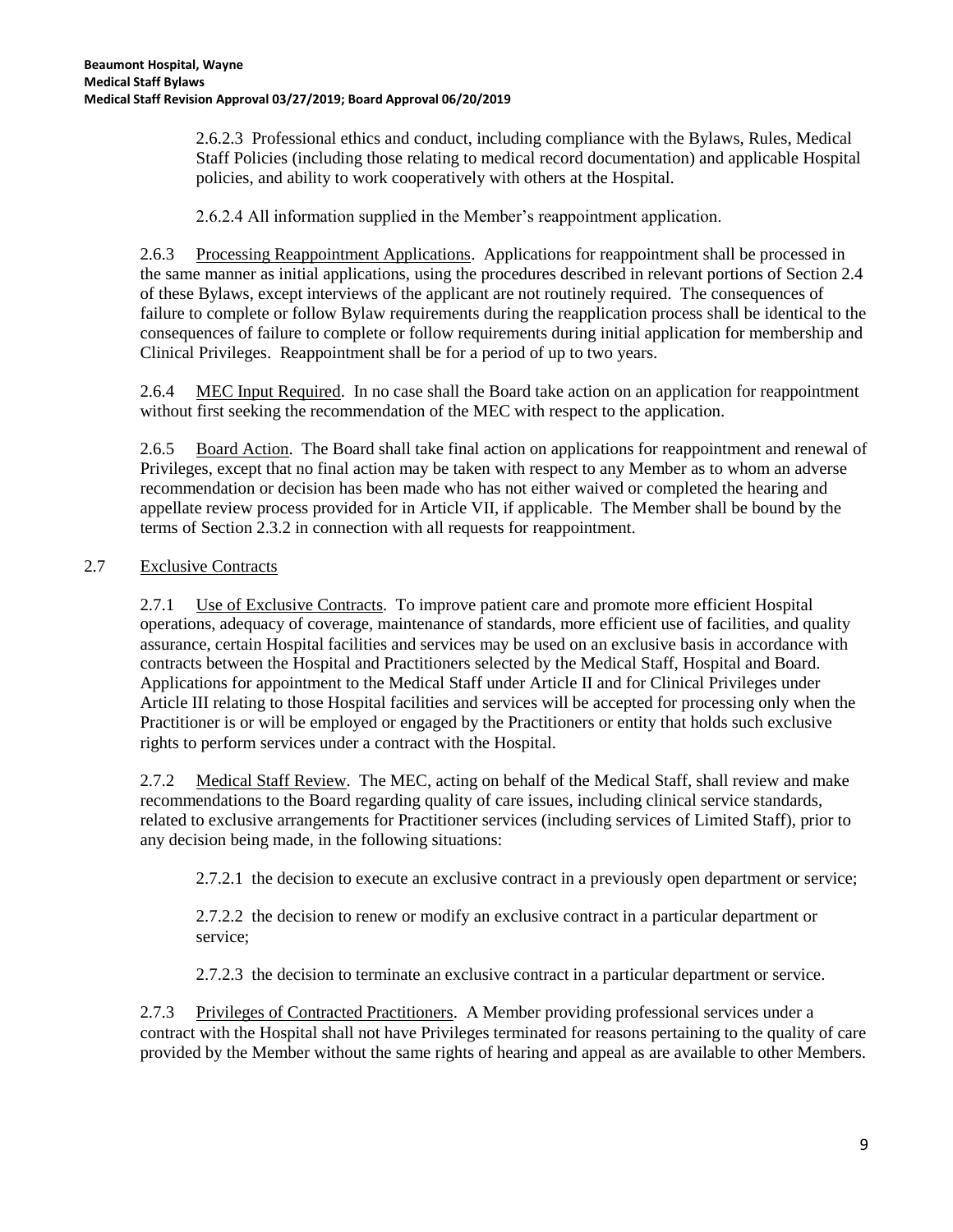2.6.2.3 Professional ethics and conduct, including compliance with the Bylaws, Rules, Medical Staff Policies (including those relating to medical record documentation) and applicable Hospital policies, and ability to work cooperatively with others at the Hospital.

2.6.2.4 All information supplied in the Member's reappointment application.

2.6.3 Processing Reappointment Applications. Applications for reappointment shall be processed in the same manner as initial applications, using the procedures described in relevant portions of Section 2.4 of these Bylaws, except interviews of the applicant are not routinely required. The consequences of failure to complete or follow Bylaw requirements during the reapplication process shall be identical to the consequences of failure to complete or follow requirements during initial application for membership and Clinical Privileges. Reappointment shall be for a period of up to two years.

2.6.4 MEC Input Required. In no case shall the Board take action on an application for reappointment without first seeking the recommendation of the MEC with respect to the application.

2.6.5 Board Action. The Board shall take final action on applications for reappointment and renewal of Privileges, except that no final action may be taken with respect to any Member as to whom an adverse recommendation or decision has been made who has not either waived or completed the hearing and appellate review process provided for in Article VII, if applicable. The Member shall be bound by the terms of Section 2.3.2 in connection with all requests for reappointment.

## 2.7 Exclusive Contracts

2.7.1 Use of Exclusive Contracts. To improve patient care and promote more efficient Hospital operations, adequacy of coverage, maintenance of standards, more efficient use of facilities, and quality assurance, certain Hospital facilities and services may be used on an exclusive basis in accordance with contracts between the Hospital and Practitioners selected by the Medical Staff, Hospital and Board. Applications for appointment to the Medical Staff under Article II and for Clinical Privileges under Article III relating to those Hospital facilities and services will be accepted for processing only when the Practitioner is or will be employed or engaged by the Practitioners or entity that holds such exclusive rights to perform services under a contract with the Hospital.

2.7.2 Medical Staff Review. The MEC, acting on behalf of the Medical Staff, shall review and make recommendations to the Board regarding quality of care issues, including clinical service standards, related to exclusive arrangements for Practitioner services (including services of Limited Staff), prior to any decision being made, in the following situations:

2.7.2.1 the decision to execute an exclusive contract in a previously open department or service;

2.7.2.2 the decision to renew or modify an exclusive contract in a particular department or service;

2.7.2.3 the decision to terminate an exclusive contract in a particular department or service.

2.7.3 Privileges of Contracted Practitioners. A Member providing professional services under a contract with the Hospital shall not have Privileges terminated for reasons pertaining to the quality of care provided by the Member without the same rights of hearing and appeal as are available to other Members.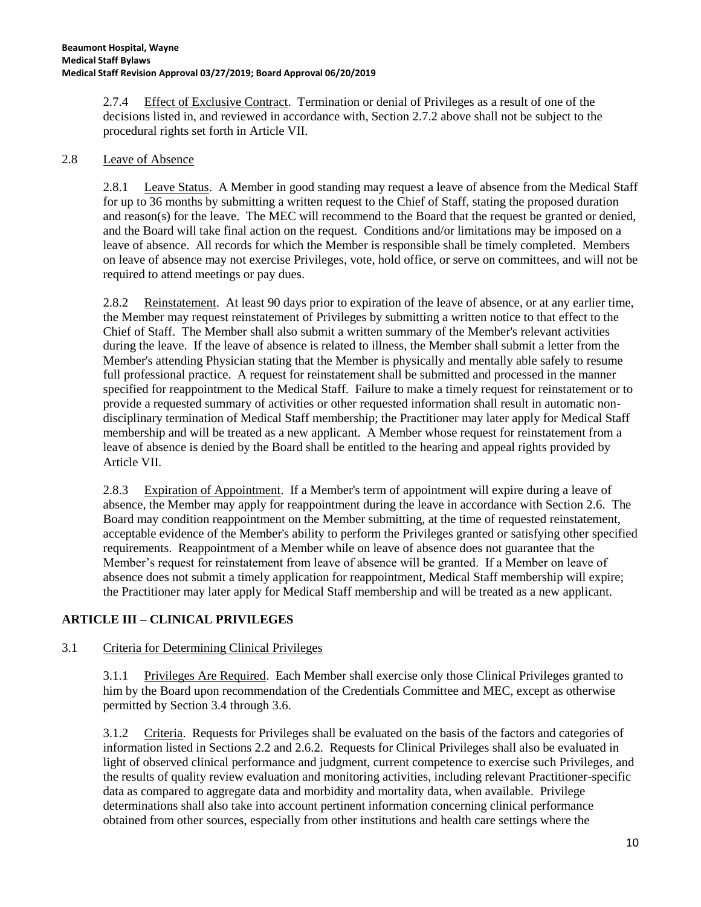2.7.4 Effect of Exclusive Contract. Termination or denial of Privileges as a result of one of the decisions listed in, and reviewed in accordance with, Section 2.7.2 above shall not be subject to the procedural rights set forth in Article VII.

## 2.8 Leave of Absence

2.8.1 Leave Status. A Member in good standing may request a leave of absence from the Medical Staff for up to 36 months by submitting a written request to the Chief of Staff, stating the proposed duration and reason(s) for the leave. The MEC will recommend to the Board that the request be granted or denied, and the Board will take final action on the request. Conditions and/or limitations may be imposed on a leave of absence. All records for which the Member is responsible shall be timely completed. Members on leave of absence may not exercise Privileges, vote, hold office, or serve on committees, and will not be required to attend meetings or pay dues.

2.8.2 Reinstatement. At least 90 days prior to expiration of the leave of absence, or at any earlier time, the Member may request reinstatement of Privileges by submitting a written notice to that effect to the Chief of Staff. The Member shall also submit a written summary of the Member's relevant activities during the leave. If the leave of absence is related to illness, the Member shall submit a letter from the Member's attending Physician stating that the Member is physically and mentally able safely to resume full professional practice. A request for reinstatement shall be submitted and processed in the manner specified for reappointment to the Medical Staff. Failure to make a timely request for reinstatement or to provide a requested summary of activities or other requested information shall result in automatic non-disciplinary termination of Medical Staff membership; the Practitioner may later apply for Medical Staff membership and will be treated as a new applicant. A Member whose request for reinstatement from a leave of absence is denied by the Board shall be entitled to the hearing and appeal rights provided by Article VII.

2.8.3 Expiration of Appointment. If a Member's term of appointment will expire during a leave of absence, the Member may apply for reappointment during the leave in accordance with Section 2.6. The Board may condition reappointment on the Member submitting, at the time of requested reinstatement, acceptable evidence of the Member's ability to perform the Privileges granted or satisfying other specified requirements. Reappointment of a Member while on leave of absence does not guarantee that the Member's request for reinstatement from leave of absence will be granted. If a Member on leave of absence does not submit a timely application for reappointment, Medical Staff membership will expire; the Practitioner may later apply for Medical Staff membership and will be treated as a new applicant.

# ARTICLE III – CLINICAL PRIVILEGES

## 3.1 Criteria for Determining Clinical Privileges

3.1.1 Privileges Are Required. Each Member shall exercise only those Clinical Privileges granted to him by the Board upon recommendation of the Credentials Committee and MEC, except as otherwise permitted by Section 3.4 through 3.6.

3.1.2 Criteria. Requests for Privileges shall be evaluated on the basis of the factors and categories of information listed in Sections 2.2 and 2.6.2. Requests for Clinical Privileges shall also be evaluated in light of observed clinical performance and judgment, current competence to exercise such Privileges, and the results of quality review evaluation and monitoring activities, including relevant Practitioner-specific data as compared to aggregate data and morbidity and mortality data, when available. Privilege determinations shall also take into account pertinent information concerning clinical performance obtained from other sources, especially from other institutions and health care settings where the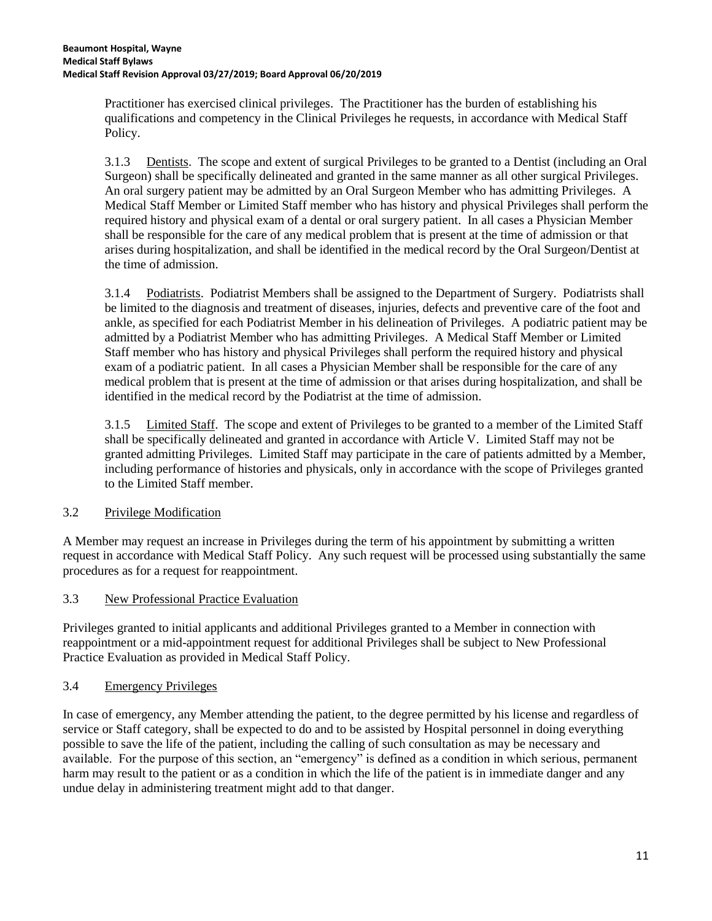Practitioner has exercised clinical privileges. The Practitioner has the burden of establishing his qualifications and competency in the Clinical Privileges he requests, in accordance with Medical Staff Policy.

3.1.3 Dentists. The scope and extent of surgical Privileges to be granted to a Dentist (including an Oral Surgeon) shall be specifically delineated and granted in the same manner as all other surgical Privileges. An oral surgery patient may be admitted by an Oral Surgeon Member who has admitting Privileges. A Medical Staff Member or Limited Staff member who has history and physical Privileges shall perform the required history and physical exam of a dental or oral surgery patient. In all cases a Physician Member shall be responsible for the care of any medical problem that is present at the time of admission or that arises during hospitalization, and shall be identified in the medical record by the Oral Surgeon/Dentist at the time of admission.

3.1.4 Podiatrists. Podiatrist Members shall be assigned to the Department of Surgery. Podiatrists shall be limited to the diagnosis and treatment of diseases, injuries, defects and preventive care of the foot and ankle, as specified for each Podiatrist Member in his delineation of Privileges. A podiatric patient may be admitted by a Podiatrist Member who has admitting Privileges. A Medical Staff Member or Limited Staff member who has history and physical Privileges shall perform the required history and physical exam of a podiatric patient. In all cases a Physician Member shall be responsible for the care of any medical problem that is present at the time of admission or that arises during hospitalization, and shall be identified in the medical record by the Podiatrist at the time of admission.

3.1.5 Limited Staff. The scope and extent of Privileges to be granted to a member of the Limited Staff shall be specifically delineated and granted in accordance with Article V. Limited Staff may not be granted admitting Privileges. Limited Staff may participate in the care of patients admitted by a Member, including performance of histories and physicals, only in accordance with the scope of Privileges granted to the Limited Staff member.

## 3.2 Privilege Modification

A Member may request an increase in Privileges during the term of his appointment by submitting a written request in accordance with Medical Staff Policy. Any such request will be processed using substantially the same procedures as for a request for reappointment.

## 3.3 New Professional Practice Evaluation

Privileges granted to initial applicants and additional Privileges granted to a Member in connection with reappointment or a mid-appointment request for additional Privileges shall be subject to New Professional Practice Evaluation as provided in Medical Staff Policy.

## 3.4 Emergency Privileges

In case of emergency, any Member attending the patient, to the degree permitted by his license and regardless of service or Staff category, shall be expected to do and to be assisted by Hospital personnel in doing everything possible to save the life of the patient, including the calling of such consultation as may be necessary and available. For the purpose of this section, an "emergency" is defined as a condition in which serious, permanent harm may result to the patient or as a condition in which the life of the patient is in immediate danger and any undue delay in administering treatment might add to that danger.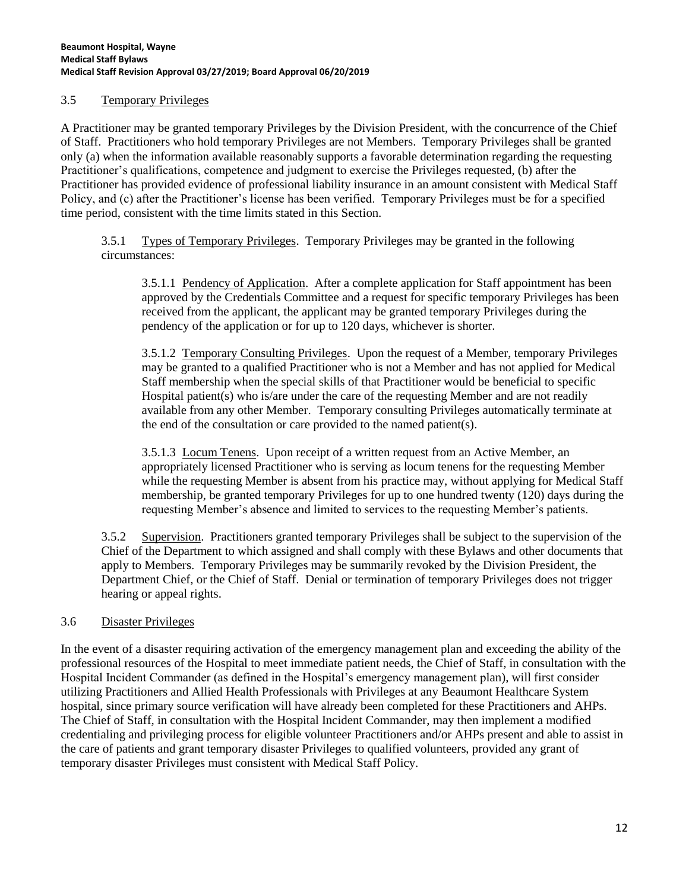## 3.5 Temporary Privileges

A Practitioner may be granted temporary Privileges by the Division President, with the concurrence of the Chief of Staff. Practitioners who hold temporary Privileges are not Members. Temporary Privileges shall be granted only (a) when the information available reasonably supports a favorable determination regarding the requesting Practitioner's qualifications, competence and judgment to exercise the Privileges requested, (b) after the Practitioner has provided evidence of professional liability insurance in an amount consistent with Medical Staff Policy, and (c) after the Practitioner's license has been verified. Temporary Privileges must be for a specified time period, consistent with the time limits stated in this Section.

3.5.1 Types of Temporary Privileges. Temporary Privileges may be granted in the following circumstances:

3.5.1.1 Pendency of Application. After a complete application for Staff appointment has been approved by the Credentials Committee and a request for specific temporary Privileges has been received from the applicant, the applicant may be granted temporary Privileges during the pendency of the application or for up to 120 days, whichever is shorter.

3.5.1.2 Temporary Consulting Privileges. Upon the request of a Member, temporary Privileges may be granted to a qualified Practitioner who is not a Member and has not applied for Medical Staff membership when the special skills of that Practitioner would be beneficial to specific Hospital patient(s) who is/are under the care of the requesting Member and are not readily available from any other Member. Temporary consulting Privileges automatically terminate at the end of the consultation or care provided to the named patient(s).

3.5.1.3 Locum Tenens. Upon receipt of a written request from an Active Member, an appropriately licensed Practitioner who is serving as locum tenens for the requesting Member while the requesting Member is absent from his practice may, without applying for Medical Staff membership, be granted temporary Privileges for up to one hundred twenty (120) days during the requesting Member's absence and limited to services to the requesting Member's patients.

3.5.2 Supervision. Practitioners granted temporary Privileges shall be subject to the supervision of the Chief of the Department to which assigned and shall comply with these Bylaws and other documents that apply to Members. Temporary Privileges may be summarily revoked by the Division President, the Department Chief, or the Chief of Staff. Denial or termination of temporary Privileges does not trigger hearing or appeal rights.

## 3.6 Disaster Privileges

In the event of a disaster requiring activation of the emergency management plan and exceeding the ability of the professional resources of the Hospital to meet immediate patient needs, the Chief of Staff, in consultation with the Hospital Incident Commander (as defined in the Hospital's emergency management plan), will first consider utilizing Practitioners and Allied Health Professionals with Privileges at any Beaumont Healthcare System hospital, since primary source verification will have already been completed for these Practitioners and AHPs. The Chief of Staff, in consultation with the Hospital Incident Commander, may then implement a modified credentialing and privileging process for eligible volunteer Practitioners and/or AHPs present and able to assist in the care of patients and grant temporary disaster Privileges to qualified volunteers, provided any grant of temporary disaster Privileges must consistent with Medical Staff Policy.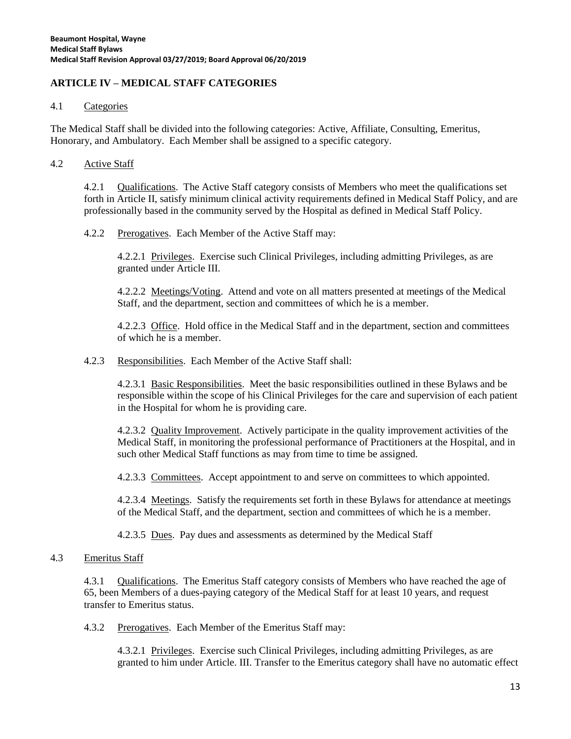## ARTICLE IV – MEDICAL STAFF CATEGORIES

### 4.1 Categories

The Medical Staff shall be divided into the following categories: Active, Affiliate, Consulting, Emeritus, Honorary, and Ambulatory. Each Member shall be assigned to a specific category.

### 4.2 Active Staff

4.2.1 Qualifications. The Active Staff category consists of Members who meet the qualifications set forth in Article II, satisfy minimum clinical activity requirements defined in Medical Staff Policy, and are professionally based in the community served by the Hospital as defined in Medical Staff Policy.

4.2.2 Prerogatives. Each Member of the Active Staff may:

4.2.2.1 Privileges. Exercise such Clinical Privileges, including admitting Privileges, as are granted under Article III.

4.2.2.2 Meetings/Voting. Attend and vote on all matters presented at meetings of the Medical Staff, and the department, section and committees of which he is a member.

4.2.2.3 Office. Hold office in the Medical Staff and in the department, section and committees of which he is a member.

4.2.3 Responsibilities. Each Member of the Active Staff shall:

4.2.3.1 Basic Responsibilities. Meet the basic responsibilities outlined in these Bylaws and be responsible within the scope of his Clinical Privileges for the care and supervision of each patient in the Hospital for whom he is providing care.

4.2.3.2 Quality Improvement. Actively participate in the quality improvement activities of the Medical Staff, in monitoring the professional performance of Practitioners at the Hospital, and in such other Medical Staff functions as may from time to time be assigned.

4.2.3.3 Committees. Accept appointment to and serve on committees to which appointed.

4.2.3.4 Meetings. Satisfy the requirements set forth in these Bylaws for attendance at meetings of the Medical Staff, and the department, section and committees of which he is a member.

4.2.3.5 Dues. Pay dues and assessments as determined by the Medical Staff

### 4.3 Emeritus Staff

4.3.1 Qualifications. The Emeritus Staff category consists of Members who have reached the age of 65, been Members of a dues-paying category of the Medical Staff for at least 10 years, and request transfer to Emeritus status.

4.3.2 Prerogatives. Each Member of the Emeritus Staff may:

4.3.2.1 Privileges. Exercise such Clinical Privileges, including admitting Privileges, as are granted to him under Article. III. Transfer to the Emeritus category shall have no automatic effect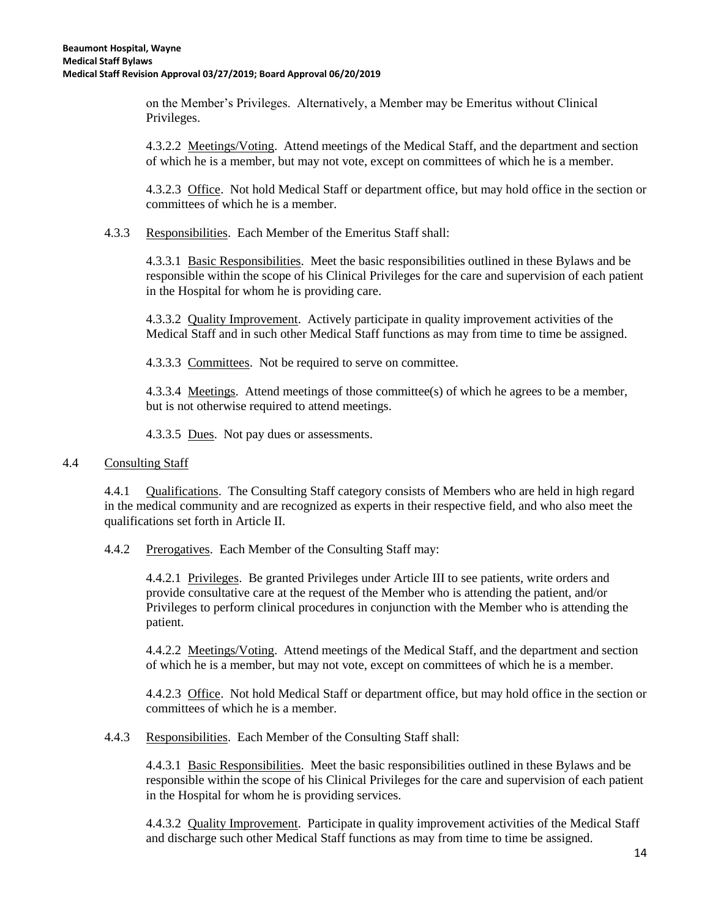on the Member's Privileges. Alternatively, a Member may be Emeritus without Clinical Privileges.

4.3.2.2 Meetings/Voting. Attend meetings of the Medical Staff, and the department and section of which he is a member, but may not vote, except on committees of which he is a member.

4.3.2.3 Office. Not hold Medical Staff or department office, but may hold office in the section or committees of which he is a member.

4.3.3 Responsibilities. Each Member of the Emeritus Staff shall:

4.3.3.1 Basic Responsibilities. Meet the basic responsibilities outlined in these Bylaws and be responsible within the scope of his Clinical Privileges for the care and supervision of each patient in the Hospital for whom he is providing care.

4.3.3.2 Quality Improvement. Actively participate in quality improvement activities of the Medical Staff and in such other Medical Staff functions as may from time to time be assigned.

4.3.3.3 Committees. Not be required to serve on committee.

4.3.3.4 Meetings. Attend meetings of those committee(s) of which he agrees to be a member, but is not otherwise required to attend meetings.

4.3.3.5 Dues. Not pay dues or assessments.

4.4 Consulting Staff

4.4.1 Qualifications. The Consulting Staff category consists of Members who are held in high regard in the medical community and are recognized as experts in their respective field, and who also meet the qualifications set forth in Article II.

4.4.2 Prerogatives. Each Member of the Consulting Staff may:

4.4.2.1 Privileges. Be granted Privileges under Article III to see patients, write orders and provide consultative care at the request of the Member who is attending the patient, and/or Privileges to perform clinical procedures in conjunction with the Member who is attending the patient.

4.4.2.2 Meetings/Voting. Attend meetings of the Medical Staff, and the department and section of which he is a member, but may not vote, except on committees of which he is a member.

4.4.2.3 Office. Not hold Medical Staff or department office, but may hold office in the section or committees of which he is a member.

4.4.3 Responsibilities. Each Member of the Consulting Staff shall:

4.4.3.1 Basic Responsibilities. Meet the basic responsibilities outlined in these Bylaws and be responsible within the scope of his Clinical Privileges for the care and supervision of each patient in the Hospital for whom he is providing services.

4.4.3.2 Quality Improvement. Participate in quality improvement activities of the Medical Staff and discharge such other Medical Staff functions as may from time to time be assigned.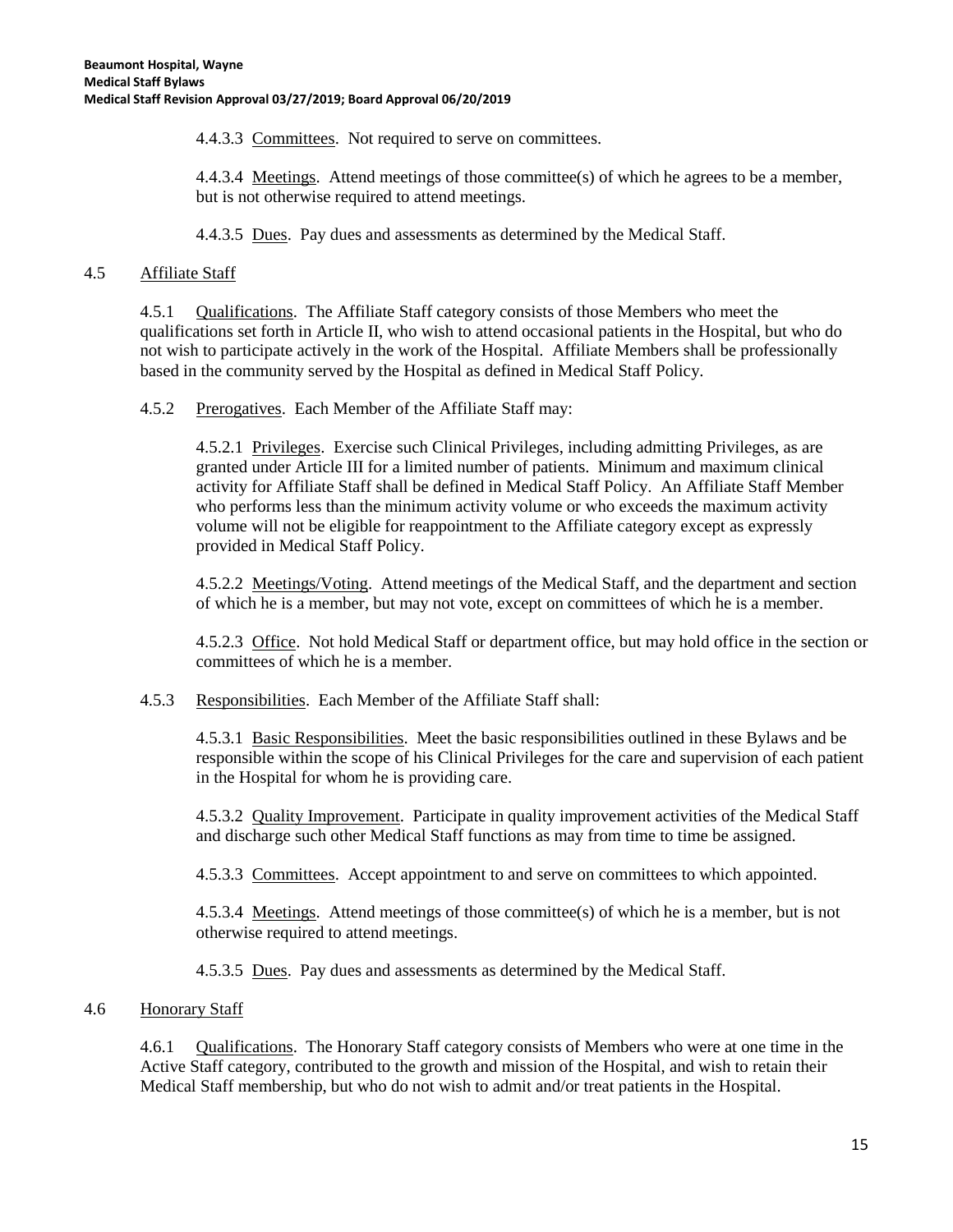4.4.3.3 Committees. Not required to serve on committees.

4.4.3.4 Meetings. Attend meetings of those committee(s) of which he agrees to be a member, but is not otherwise required to attend meetings.

4.4.3.5 Dues. Pay dues and assessments as determined by the Medical Staff.

## 4.5 Affiliate Staff

4.5.1 Qualifications. The Affiliate Staff category consists of those Members who meet the qualifications set forth in Article II, who wish to attend occasional patients in the Hospital, but who do not wish to participate actively in the work of the Hospital. Affiliate Members shall be professionally based in the community served by the Hospital as defined in Medical Staff Policy.

4.5.2 Prerogatives. Each Member of the Affiliate Staff may:

4.5.2.1 Privileges. Exercise such Clinical Privileges, including admitting Privileges, as are granted under Article III for a limited number of patients. Minimum and maximum clinical activity for Affiliate Staff shall be defined in Medical Staff Policy. An Affiliate Staff Member who performs less than the minimum activity volume or who exceeds the maximum activity volume will not be eligible for reappointment to the Affiliate category except as expressly provided in Medical Staff Policy.

4.5.2.2 Meetings/Voting. Attend meetings of the Medical Staff, and the department and section of which he is a member, but may not vote, except on committees of which he is a member.

4.5.2.3 Office. Not hold Medical Staff or department office, but may hold office in the section or committees of which he is a member.

4.5.3 Responsibilities. Each Member of the Affiliate Staff shall:

4.5.3.1 Basic Responsibilities. Meet the basic responsibilities outlined in these Bylaws and be responsible within the scope of his Clinical Privileges for the care and supervision of each patient in the Hospital for whom he is providing care.

4.5.3.2 Quality Improvement. Participate in quality improvement activities of the Medical Staff and discharge such other Medical Staff functions as may from time to time be assigned.

4.5.3.3 Committees. Accept appointment to and serve on committees to which appointed.

4.5.3.4 Meetings. Attend meetings of those committee(s) of which he is a member, but is not otherwise required to attend meetings.

4.5.3.5 Dues. Pay dues and assessments as determined by the Medical Staff.

## 4.6 Honorary Staff

4.6.1 Qualifications. The Honorary Staff category consists of Members who were at one time in the Active Staff category, contributed to the growth and mission of the Hospital, and wish to retain their Medical Staff membership, but who do not wish to admit and/or treat patients in the Hospital.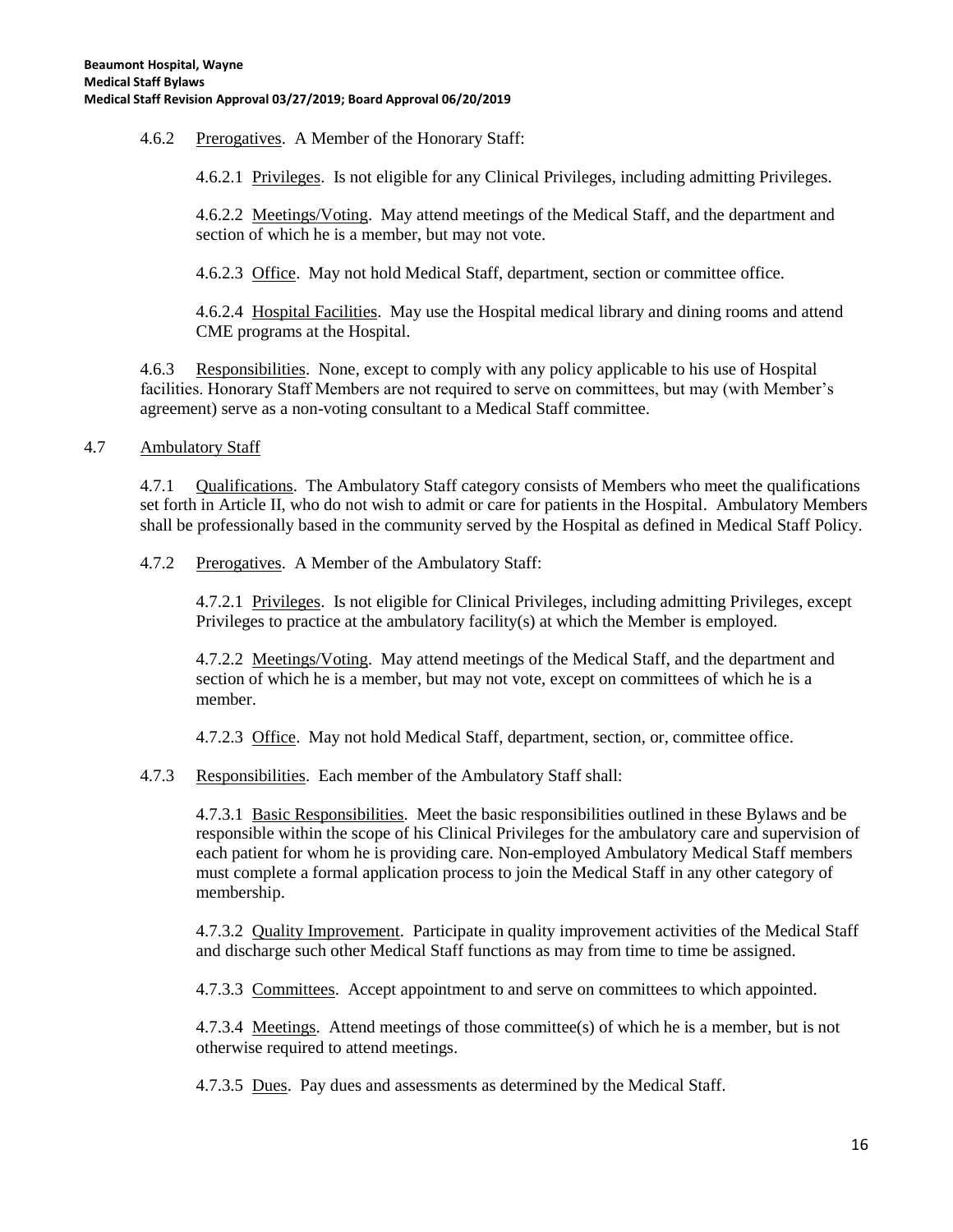4.6.2 Prerogatives. A Member of the Honorary Staff:

4.6.2.1 Privileges. Is not eligible for any Clinical Privileges, including admitting Privileges.

4.6.2.2 Meetings/Voting. May attend meetings of the Medical Staff, and the department and section of which he is a member, but may not vote.

4.6.2.3 Office. May not hold Medical Staff, department, section or committee office.

4.6.2.4 Hospital Facilities. May use the Hospital medical library and dining rooms and attend CME programs at the Hospital.

4.6.3 Responsibilities. None, except to comply with any policy applicable to his use of Hospital facilities. Honorary Staff Members are not required to serve on committees, but may (with Member's agreement) serve as a non-voting consultant to a Medical Staff committee.

4.7 Ambulatory Staff

4.7.1 Qualifications. The Ambulatory Staff category consists of Members who meet the qualifications set forth in Article II, who do not wish to admit or care for patients in the Hospital. Ambulatory Members shall be professionally based in the community served by the Hospital as defined in Medical Staff Policy.

4.7.2 Prerogatives. A Member of the Ambulatory Staff:

4.7.2.1 Privileges. Is not eligible for Clinical Privileges, including admitting Privileges, except Privileges to practice at the ambulatory facility(s) at which the Member is employed.

4.7.2.2 Meetings/Voting. May attend meetings of the Medical Staff, and the department and section of which he is a member, but may not vote, except on committees of which he is a member.

4.7.2.3 Office. May not hold Medical Staff, department, section, or, committee office.

4.7.3 Responsibilities. Each member of the Ambulatory Staff shall:

4.7.3.1 Basic Responsibilities. Meet the basic responsibilities outlined in these Bylaws and be responsible within the scope of his Clinical Privileges for the ambulatory care and supervision of each patient for whom he is providing care. Non-employed Ambulatory Medical Staff members must complete a formal application process to join the Medical Staff in any other category of membership.

4.7.3.2 Quality Improvement. Participate in quality improvement activities of the Medical Staff and discharge such other Medical Staff functions as may from time to time be assigned.

4.7.3.3 Committees. Accept appointment to and serve on committees to which appointed.

4.7.3.4 Meetings. Attend meetings of those committee(s) of which he is a member, but is not otherwise required to attend meetings.

4.7.3.5 Dues. Pay dues and assessments as determined by the Medical Staff.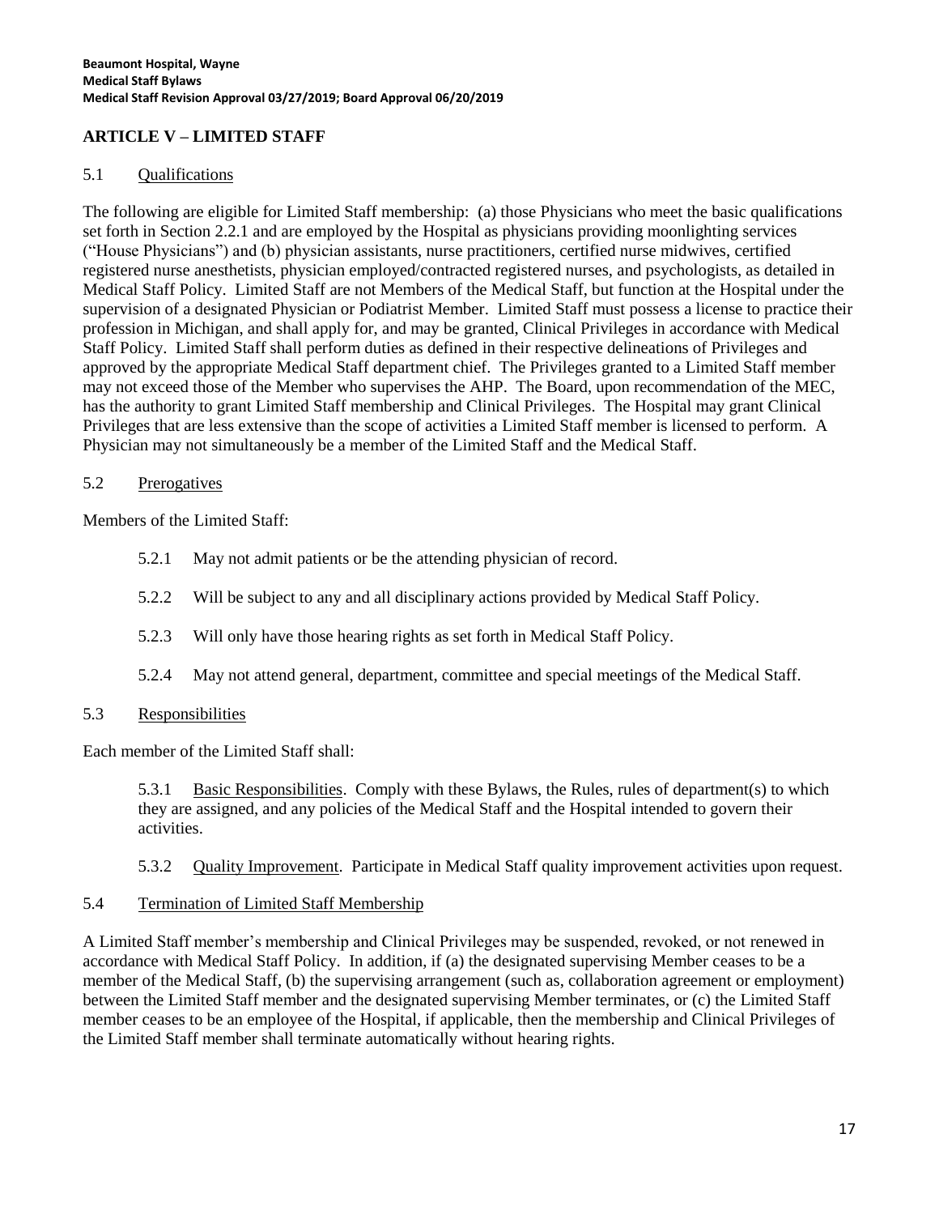## ARTICLE V – LIMITED STAFF

### 5.1 Qualifications

The following are eligible for Limited Staff membership: (a) those Physicians who meet the basic qualifications set forth in Section 2.2.1 and are employed by the Hospital as physicians providing moonlighting services ("House Physicians") and (b) physician assistants, nurse practitioners, certified nurse midwives, certified registered nurse anesthetists, physician employed/contracted registered nurses, and psychologists, as detailed in Medical Staff Policy. Limited Staff are not Members of the Medical Staff, but function at the Hospital under the supervision of a designated Physician or Podiatrist Member. Limited Staff must possess a license to practice their profession in Michigan, and shall apply for, and may be granted, Clinical Privileges in accordance with Medical Staff Policy. Limited Staff shall perform duties as defined in their respective delineations of Privileges and approved by the appropriate Medical Staff department chief. The Privileges granted to a Limited Staff member may not exceed those of the Member who supervises the AHP. The Board, upon recommendation of the MEC, has the authority to grant Limited Staff membership and Clinical Privileges. The Hospital may grant Clinical Privileges that are less extensive than the scope of activities a Limited Staff member is licensed to perform. A Physician may not simultaneously be a member of the Limited Staff and the Medical Staff.

### 5.2 Prerogatives

Members of the Limited Staff:

5.2.1 May not admit patients or be the attending physician of record.

5.2.2 Will be subject to any and all disciplinary actions provided by Medical Staff Policy.

5.2.3 Will only have those hearing rights as set forth in Medical Staff Policy.

5.2.4 May not attend general, department, committee and special meetings of the Medical Staff.

### 5.3 Responsibilities

Each member of the Limited Staff shall:

5.3.1 Basic Responsibilities. Comply with these Bylaws, the Rules, rules of department(s) to which they are assigned, and any policies of the Medical Staff and the Hospital intended to govern their activities.

5.3.2 Quality Improvement. Participate in Medical Staff quality improvement activities upon request.

### 5.4 Termination of Limited Staff Membership

A Limited Staff member's membership and Clinical Privileges may be suspended, revoked, or not renewed in accordance with Medical Staff Policy. In addition, if (a) the designated supervising Member ceases to be a member of the Medical Staff, (b) the supervising arrangement (such as, collaboration agreement or employment) between the Limited Staff member and the designated supervising Member terminates, or (c) the Limited Staff member ceases to be an employee of the Hospital, if applicable, then the membership and Clinical Privileges of the Limited Staff member shall terminate automatically without hearing rights.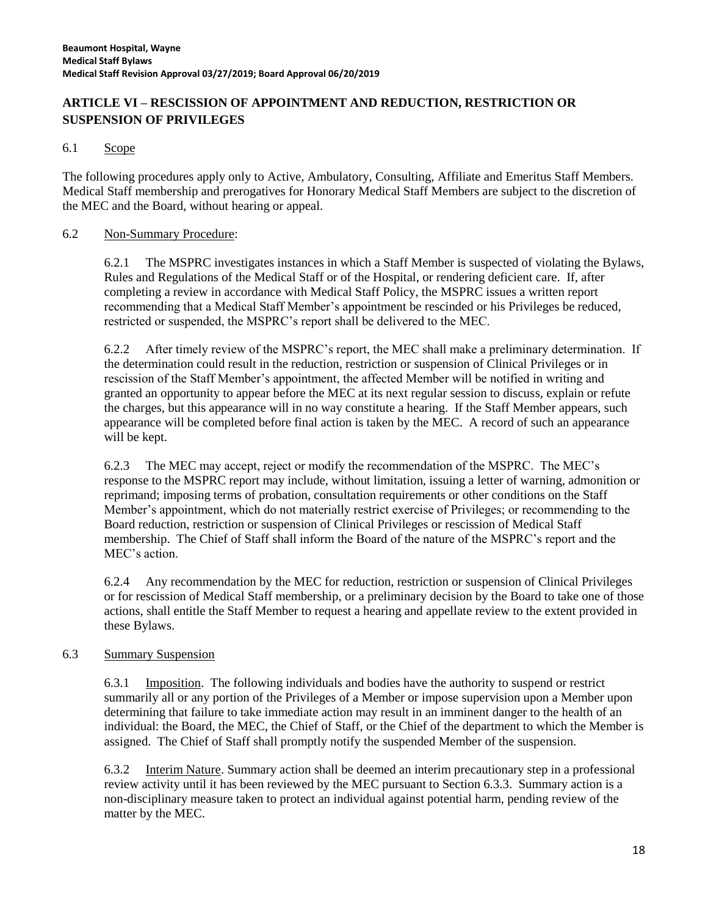## ARTICLE VI – RESCISSION OF APPOINTMENT AND REDUCTION, RESTRICTION OR SUSPENSION OF PRIVILEGES

### 6.1 Scope

The following procedures apply only to Active, Ambulatory, Consulting, Affiliate and Emeritus Staff Members. Medical Staff membership and prerogatives for Honorary Medical Staff Members are subject to the discretion of the MEC and the Board, without hearing or appeal.

### 6.2 Non-Summary Procedure:

6.2.1 The MSPRC investigates instances in which a Staff Member is suspected of violating the Bylaws, Rules and Regulations of the Medical Staff or of the Hospital, or rendering deficient care. If, after completing a review in accordance with Medical Staff Policy, the MSPRC issues a written report recommending that a Medical Staff Member's appointment be rescinded or his Privileges be reduced, restricted or suspended, the MSPRC's report shall be delivered to the MEC.

6.2.2 After timely review of the MSPRC's report, the MEC shall make a preliminary determination. If the determination could result in the reduction, restriction or suspension of Clinical Privileges or in rescission of the Staff Member's appointment, the affected Member will be notified in writing and granted an opportunity to appear before the MEC at its next regular session to discuss, explain or refute the charges, but this appearance will in no way constitute a hearing. If the Staff Member appears, such appearance will be completed before final action is taken by the MEC. A record of such an appearance will be kept.

6.2.3 The MEC may accept, reject or modify the recommendation of the MSPRC. The MEC's response to the MSPRC report may include, without limitation, issuing a letter of warning, admonition or reprimand; imposing terms of probation, consultation requirements or other conditions on the Staff Member's appointment, which do not materially restrict exercise of Privileges; or recommending to the Board reduction, restriction or suspension of Clinical Privileges or rescission of Medical Staff membership. The Chief of Staff shall inform the Board of the nature of the MSPRC's report and the MEC's action.

6.2.4 Any recommendation by the MEC for reduction, restriction or suspension of Clinical Privileges or for rescission of Medical Staff membership, or a preliminary decision by the Board to take one of those actions, shall entitle the Staff Member to request a hearing and appellate review to the extent provided in these Bylaws.

### 6.3 Summary Suspension

6.3.1 Imposition. The following individuals and bodies have the authority to suspend or restrict summarily all or any portion of the Privileges of a Member or impose supervision upon a Member upon determining that failure to take immediate action may result in an imminent danger to the health of an individual: the Board, the MEC, the Chief of Staff, or the Chief of the department to which the Member is assigned. The Chief of Staff shall promptly notify the suspended Member of the suspension.

6.3.2 Interim Nature. Summary action shall be deemed an interim precautionary step in a professional review activity until it has been reviewed by the MEC pursuant to Section 6.3.3. Summary action is a non-disciplinary measure taken to protect an individual against potential harm, pending review of the matter by the MEC.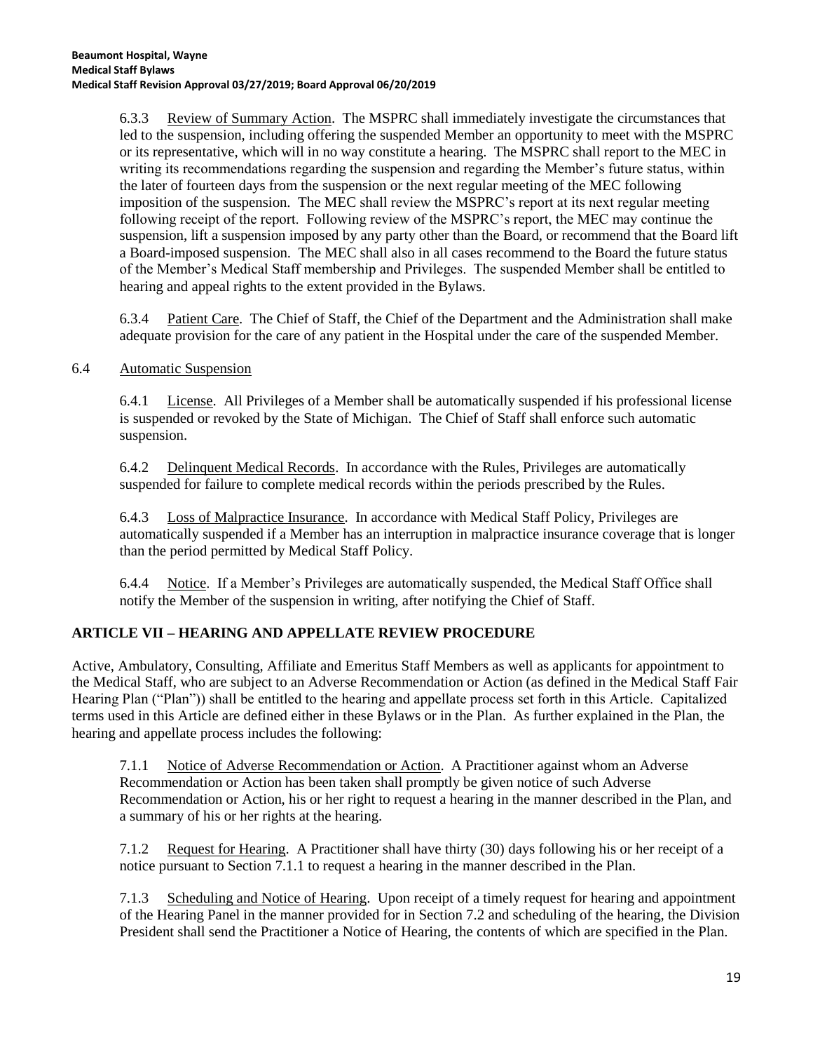6.3.3 Review of Summary Action. The MSPRC shall immediately investigate the circumstances that led to the suspension, including offering the suspended Member an opportunity to meet with the MSPRC or its representative, which will in no way constitute a hearing. The MSPRC shall report to the MEC in writing its recommendations regarding the suspension and regarding the Member's future status, within the later of fourteen days from the suspension or the next regular meeting of the MEC following imposition of the suspension. The MEC shall review the MSPRC's report at its next regular meeting following receipt of the report. Following review of the MSPRC's report, the MEC may continue the suspension, lift a suspension imposed by any party other than the Board, or recommend that the Board lift a Board-imposed suspension. The MEC shall also in all cases recommend to the Board the future status of the Member's Medical Staff membership and Privileges. The suspended Member shall be entitled to hearing and appeal rights to the extent provided in the Bylaws.

6.3.4 Patient Care. The Chief of Staff, the Chief of the Department and the Administration shall make adequate provision for the care of any patient in the Hospital under the care of the suspended Member.

6.4 Automatic Suspension

6.4.1 License. All Privileges of a Member shall be automatically suspended if his professional license is suspended or revoked by the State of Michigan. The Chief of Staff shall enforce such automatic suspension.

6.4.2 Delinquent Medical Records. In accordance with the Rules, Privileges are automatically suspended for failure to complete medical records within the periods prescribed by the Rules.

6.4.3 Loss of Malpractice Insurance. In accordance with Medical Staff Policy, Privileges are automatically suspended if a Member has an interruption in malpractice insurance coverage that is longer than the period permitted by Medical Staff Policy.

6.4.4 Notice. If a Member's Privileges are automatically suspended, the Medical Staff Office shall notify the Member of the suspension in writing, after notifying the Chief of Staff.

## ARTICLE VII – HEARING AND APPELLATE REVIEW PROCEDURE

Active, Ambulatory, Consulting, Affiliate and Emeritus Staff Members as well as applicants for appointment to the Medical Staff, who are subject to an Adverse Recommendation or Action (as defined in the Medical Staff Fair Hearing Plan ("Plan")) shall be entitled to the hearing and appellate process set forth in this Article. Capitalized terms used in this Article are defined either in these Bylaws or in the Plan. As further explained in the Plan, the hearing and appellate process includes the following:

7.1.1 Notice of Adverse Recommendation or Action. A Practitioner against whom an Adverse Recommendation or Action has been taken shall promptly be given notice of such Adverse Recommendation or Action, his or her right to request a hearing in the manner described in the Plan, and a summary of his or her rights at the hearing.

7.1.2 Request for Hearing. A Practitioner shall have thirty (30) days following his or her receipt of a notice pursuant to Section 7.1.1 to request a hearing in the manner described in the Plan.

7.1.3 Scheduling and Notice of Hearing. Upon receipt of a timely request for hearing and appointment of the Hearing Panel in the manner provided for in Section 7.2 and scheduling of the hearing, the Division President shall send the Practitioner a Notice of Hearing, the contents of which are specified in the Plan.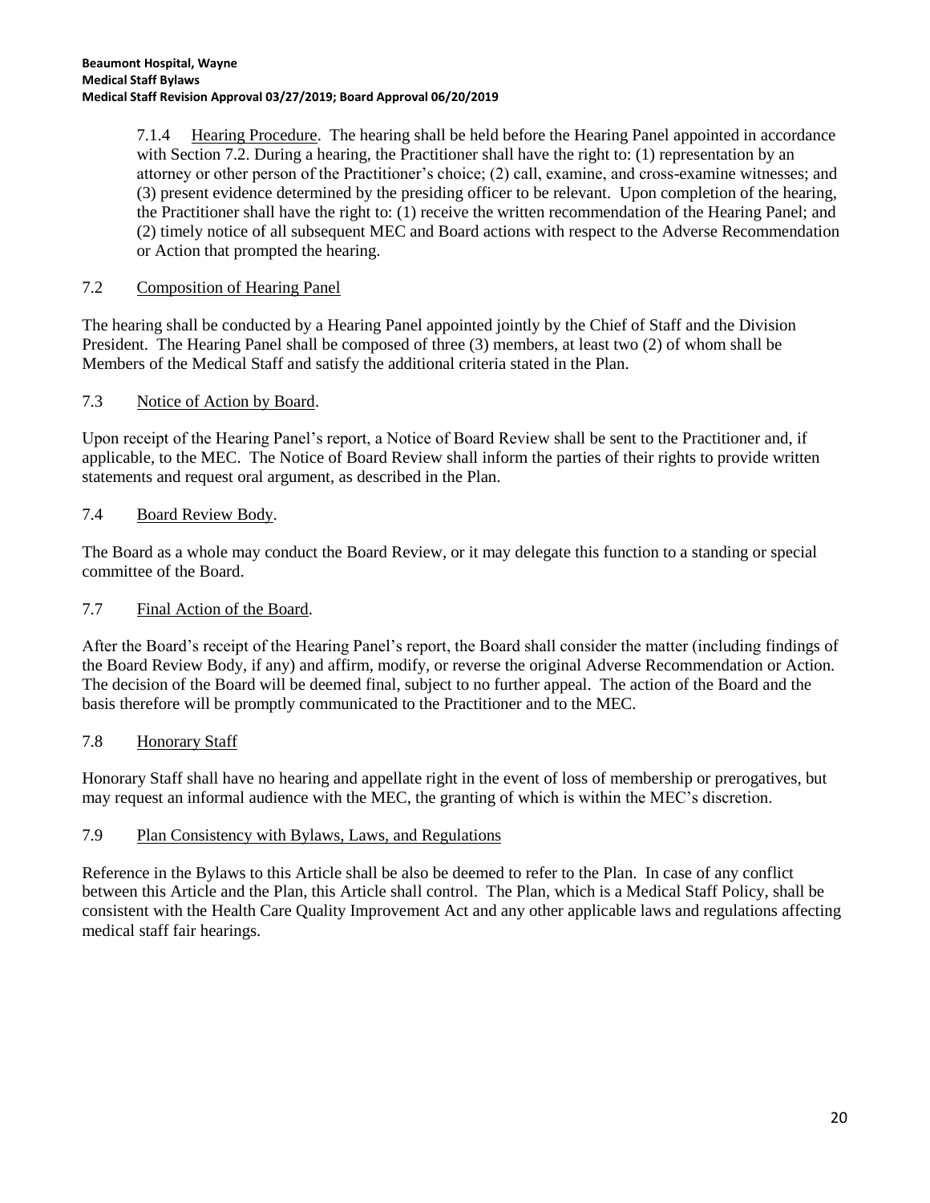7.1.4 Hearing Procedure. The hearing shall be held before the Hearing Panel appointed in accordance with Section 7.2. During a hearing, the Practitioner shall have the right to: (1) representation by an attorney or other person of the Practitioner's choice; (2) call, examine, and cross-examine witnesses; and (3) present evidence determined by the presiding officer to be relevant. Upon completion of the hearing, the Practitioner shall have the right to: (1) receive the written recommendation of the Hearing Panel; and (2) timely notice of all subsequent MEC and Board actions with respect to the Adverse Recommendation or Action that prompted the hearing.

### 7.2 Composition of Hearing Panel

The hearing shall be conducted by a Hearing Panel appointed jointly by the Chief of Staff and the Division President. The Hearing Panel shall be composed of three (3) members, at least two (2) of whom shall be Members of the Medical Staff and satisfy the additional criteria stated in the Plan.

### 7.3 Notice of Action by Board.

Upon receipt of the Hearing Panel's report, a Notice of Board Review shall be sent to the Practitioner and, if applicable, to the MEC. The Notice of Board Review shall inform the parties of their rights to provide written statements and request oral argument, as described in the Plan.

### 7.4 Board Review Body.

The Board as a whole may conduct the Board Review, or it may delegate this function to a standing or special committee of the Board.

### 7.7 Final Action of the Board.

After the Board's receipt of the Hearing Panel's report, the Board shall consider the matter (including findings of the Board Review Body, if any) and affirm, modify, or reverse the original Adverse Recommendation or Action. The decision of the Board will be deemed final, subject to no further appeal. The action of the Board and the basis therefore will be promptly communicated to the Practitioner and to the MEC.

### 7.8 Honorary Staff

Honorary Staff shall have no hearing and appellate right in the event of loss of membership or prerogatives, but may request an informal audience with the MEC, the granting of which is within the MEC's discretion.

### 7.9 Plan Consistency with Bylaws, Laws, and Regulations

Reference in the Bylaws to this Article shall be also be deemed to refer to the Plan. In case of any conflict between this Article and the Plan, this Article shall control. The Plan, which is a Medical Staff Policy, shall be consistent with the Health Care Quality Improvement Act and any other applicable laws and regulations affecting medical staff fair hearings.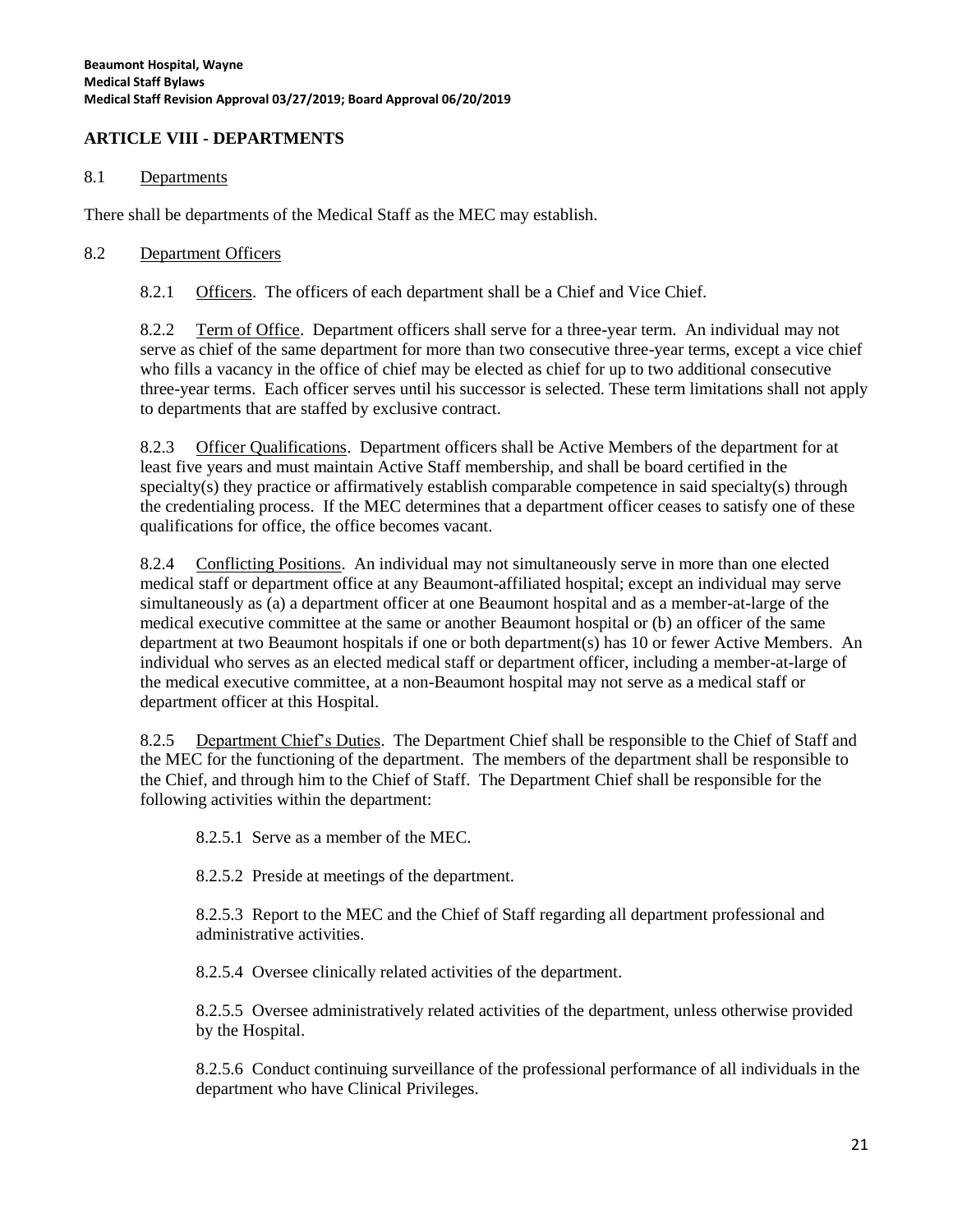## ARTICLE VIII - DEPARTMENTS

### 8.1 Departments

There shall be departments of the Medical Staff as the MEC may establish.

### 8.2 Department Officers

8.2.1 Officers. The officers of each department shall be a Chief and Vice Chief.

8.2.2 Term of Office. Department officers shall serve for a three-year term. An individual may not serve as chief of the same department for more than two consecutive three-year terms, except a vice chief who fills a vacancy in the office of chief may be elected as chief for up to two additional consecutive three-year terms. Each officer serves until his successor is selected. These term limitations shall not apply to departments that are staffed by exclusive contract.

8.2.3 Officer Qualifications. Department officers shall be Active Members of the department for at least five years and must maintain Active Staff membership, and shall be board certified in the specialty(s) they practice or affirmatively establish comparable competence in said specialty(s) through the credentialing process. If the MEC determines that a department officer ceases to satisfy one of these qualifications for office, the office becomes vacant.

8.2.4 Conflicting Positions. An individual may not simultaneously serve in more than one elected medical staff or department office at any Beaumont-affiliated hospital; except an individual may serve simultaneously as (a) a department officer at one Beaumont hospital and as a member-at-large of the medical executive committee at the same or another Beaumont hospital or (b) an officer of the same department at two Beaumont hospitals if one or both department(s) has 10 or fewer Active Members. An individual who serves as an elected medical staff or department officer, including a member-at-large of the medical executive committee, at a non-Beaumont hospital may not serve as a medical staff or department officer at this Hospital.

8.2.5 Department Chief's Duties. The Department Chief shall be responsible to the Chief of Staff and the MEC for the functioning of the department. The members of the department shall be responsible to the Chief, and through him to the Chief of Staff. The Department Chief shall be responsible for the following activities within the department:

8.2.5.1 Serve as a member of the MEC.

8.2.5.2 Preside at meetings of the department.

8.2.5.3 Report to the MEC and the Chief of Staff regarding all department professional and administrative activities.

8.2.5.4 Oversee clinically related activities of the department.

8.2.5.5 Oversee administratively related activities of the department, unless otherwise provided by the Hospital.

8.2.5.6 Conduct continuing surveillance of the professional performance of all individuals in the department who have Clinical Privileges.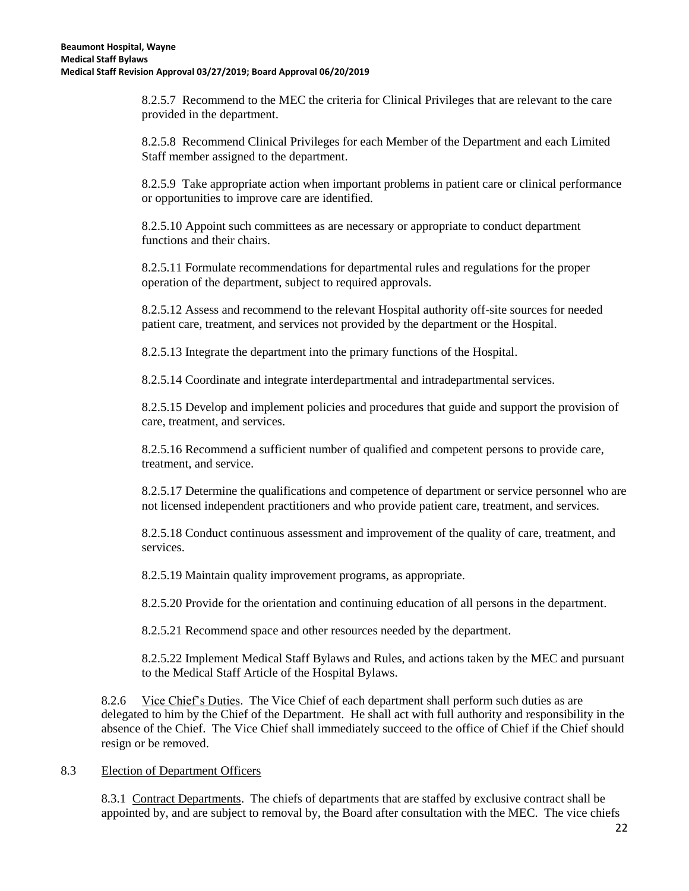8.2.5.7 Recommend to the MEC the criteria for Clinical Privileges that are relevant to the care provided in the department.

8.2.5.8 Recommend Clinical Privileges for each Member of the Department and each Limited Staff member assigned to the department.

8.2.5.9 Take appropriate action when important problems in patient care or clinical performance or opportunities to improve care are identified.

8.2.5.10 Appoint such committees as are necessary or appropriate to conduct department functions and their chairs.

8.2.5.11 Formulate recommendations for departmental rules and regulations for the proper operation of the department, subject to required approvals.

8.2.5.12 Assess and recommend to the relevant Hospital authority off-site sources for needed patient care, treatment, and services not provided by the department or the Hospital.

8.2.5.13 Integrate the department into the primary functions of the Hospital.

8.2.5.14 Coordinate and integrate interdepartmental and intradepartmental services.

8.2.5.15 Develop and implement policies and procedures that guide and support the provision of care, treatment, and services.

8.2.5.16 Recommend a sufficient number of qualified and competent persons to provide care, treatment, and service.

8.2.5.17 Determine the qualifications and competence of department or service personnel who are not licensed independent practitioners and who provide patient care, treatment, and services.

8.2.5.18 Conduct continuous assessment and improvement of the quality of care, treatment, and services.

8.2.5.19 Maintain quality improvement programs, as appropriate.

8.2.5.20 Provide for the orientation and continuing education of all persons in the department.

8.2.5.21 Recommend space and other resources needed by the department.

8.2.5.22 Implement Medical Staff Bylaws and Rules, and actions taken by the MEC and pursuant to the Medical Staff Article of the Hospital Bylaws.

8.2.6 Vice Chief's Duties. The Vice Chief of each department shall perform such duties as are delegated to him by the Chief of the Department. He shall act with full authority and responsibility in the absence of the Chief. The Vice Chief shall immediately succeed to the office of Chief if the Chief should resign or be removed.

## 8.3 Election of Department Officers

8.3.1 Contract Departments. The chiefs of departments that are staffed by exclusive contract shall be appointed by, and are subject to removal by, the Board after consultation with the MEC. The vice chiefs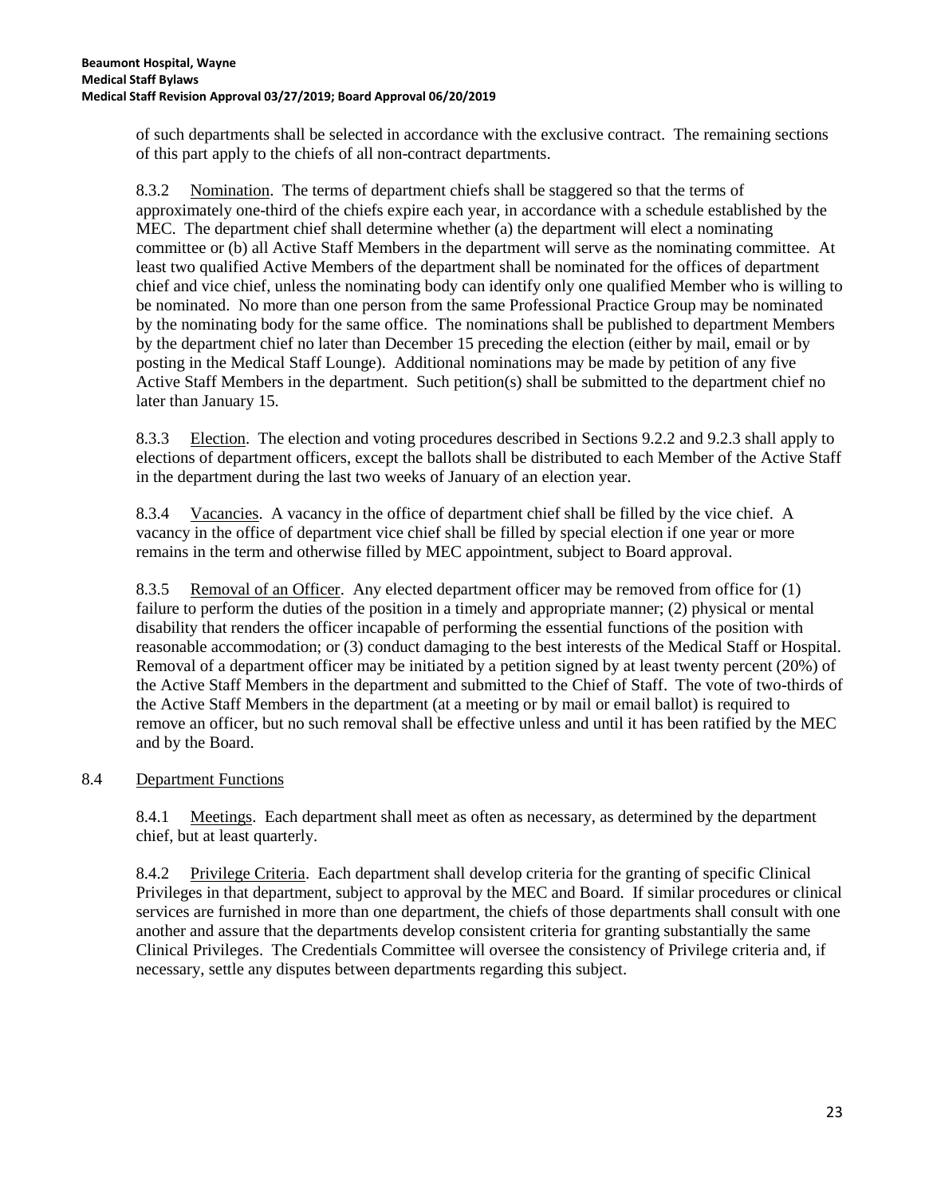of such departments shall be selected in accordance with the exclusive contract. The remaining sections of this part apply to the chiefs of all non-contract departments.

8.3.2 Nomination. The terms of department chiefs shall be staggered so that the terms of approximately one-third of the chiefs expire each year, in accordance with a schedule established by the MEC. The department chief shall determine whether (a) the department will elect a nominating committee or (b) all Active Staff Members in the department will serve as the nominating committee. At least two qualified Active Members of the department shall be nominated for the offices of department chief and vice chief, unless the nominating body can identify only one qualified Member who is willing to be nominated. No more than one person from the same Professional Practice Group may be nominated by the nominating body for the same office. The nominations shall be published to department Members by the department chief no later than December 15 preceding the election (either by mail, email or by posting in the Medical Staff Lounge). Additional nominations may be made by petition of any five Active Staff Members in the department. Such petition(s) shall be submitted to the department chief no later than January 15.

8.3.3 Election. The election and voting procedures described in Sections 9.2.2 and 9.2.3 shall apply to elections of department officers, except the ballots shall be distributed to each Member of the Active Staff in the department during the last two weeks of January of an election year.

8.3.4 Vacancies. A vacancy in the office of department chief shall be filled by the vice chief. A vacancy in the office of department vice chief shall be filled by special election if one year or more remains in the term and otherwise filled by MEC appointment, subject to Board approval.

8.3.5 Removal of an Officer. Any elected department officer may be removed from office for (1) failure to perform the duties of the position in a timely and appropriate manner; (2) physical or mental disability that renders the officer incapable of performing the essential functions of the position with reasonable accommodation; or (3) conduct damaging to the best interests of the Medical Staff or Hospital. Removal of a department officer may be initiated by a petition signed by at least twenty percent (20%) of the Active Staff Members in the department and submitted to the Chief of Staff. The vote of two-thirds of the Active Staff Members in the department (at a meeting or by mail or email ballot) is required to remove an officer, but no such removal shall be effective unless and until it has been ratified by the MEC and by the Board.

8.4 Department Functions

8.4.1 Meetings. Each department shall meet as often as necessary, as determined by the department chief, but at least quarterly.

8.4.2 Privilege Criteria. Each department shall develop criteria for the granting of specific Clinical Privileges in that department, subject to approval by the MEC and Board. If similar procedures or clinical services are furnished in more than one department, the chiefs of those departments shall consult with one another and assure that the departments develop consistent criteria for granting substantially the same Clinical Privileges. The Credentials Committee will oversee the consistency of Privilege criteria and, if necessary, settle any disputes between departments regarding this subject.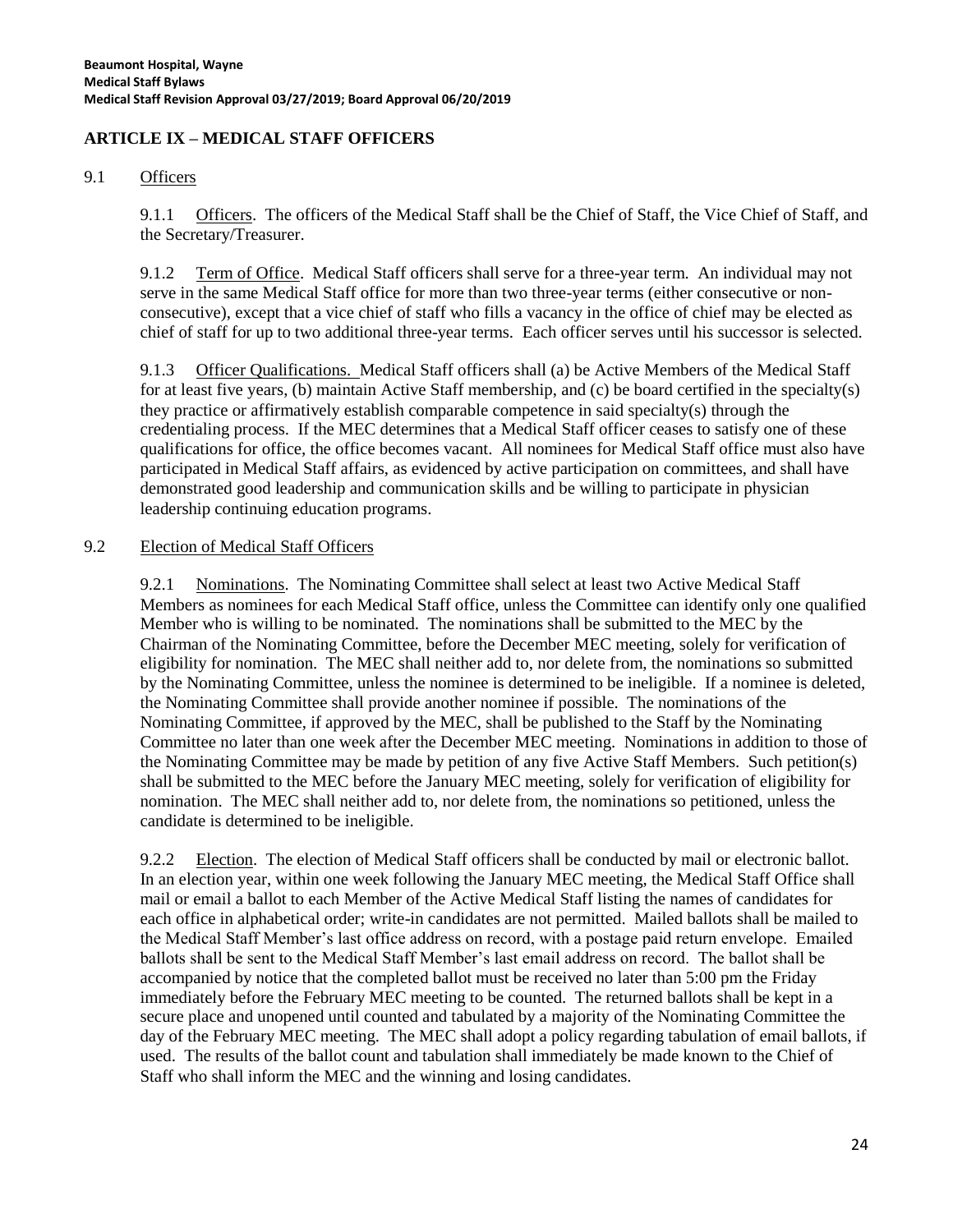## ARTICLE IX – MEDICAL STAFF OFFICERS

### 9.1 Officers

9.1.1 Officers. The officers of the Medical Staff shall be the Chief of Staff, the Vice Chief of Staff, and the Secretary/Treasurer.

9.1.2 Term of Office. Medical Staff officers shall serve for a three-year term. An individual may not serve in the same Medical Staff office for more than two three-year terms (either consecutive or non-consecutive), except that a vice chief of staff who fills a vacancy in the office of chief may be elected as chief of staff for up to two additional three-year terms. Each officer serves until his successor is selected.

9.1.3 Officer Qualifications. Medical Staff officers shall (a) be Active Members of the Medical Staff for at least five years, (b) maintain Active Staff membership, and (c) be board certified in the specialty(s) they practice or affirmatively establish comparable competence in said specialty(s) through the credentialing process. If the MEC determines that a Medical Staff officer ceases to satisfy one of these qualifications for office, the office becomes vacant. All nominees for Medical Staff office must also have participated in Medical Staff affairs, as evidenced by active participation on committees, and shall have demonstrated good leadership and communication skills and be willing to participate in physician leadership continuing education programs.

### 9.2 Election of Medical Staff Officers

9.2.1 Nominations. The Nominating Committee shall select at least two Active Medical Staff Members as nominees for each Medical Staff office, unless the Committee can identify only one qualified Member who is willing to be nominated. The nominations shall be submitted to the MEC by the Chairman of the Nominating Committee, before the December MEC meeting, solely for verification of eligibility for nomination. The MEC shall neither add to, nor delete from, the nominations so submitted by the Nominating Committee, unless the nominee is determined to be ineligible. If a nominee is deleted, the Nominating Committee shall provide another nominee if possible. The nominations of the Nominating Committee, if approved by the MEC, shall be published to the Staff by the Nominating Committee no later than one week after the December MEC meeting. Nominations in addition to those of the Nominating Committee may be made by petition of any five Active Staff Members. Such petition(s) shall be submitted to the MEC before the January MEC meeting, solely for verification of eligibility for nomination. The MEC shall neither add to, nor delete from, the nominations so petitioned, unless the candidate is determined to be ineligible.

9.2.2 Election. The election of Medical Staff officers shall be conducted by mail or electronic ballot. In an election year, within one week following the January MEC meeting, the Medical Staff Office shall mail or email a ballot to each Member of the Active Medical Staff listing the names of candidates for each office in alphabetical order; write-in candidates are not permitted. Mailed ballots shall be mailed to the Medical Staff Member's last office address on record, with a postage paid return envelope. Emailed ballots shall be sent to the Medical Staff Member's last email address on record. The ballot shall be accompanied by notice that the completed ballot must be received no later than 5:00 pm the Friday immediately before the February MEC meeting to be counted. The returned ballots shall be kept in a secure place and unopened until counted and tabulated by a majority of the Nominating Committee the day of the February MEC meeting. The MEC shall adopt a policy regarding tabulation of email ballots, if used. The results of the ballot count and tabulation shall immediately be made known to the Chief of Staff who shall inform the MEC and the winning and losing candidates.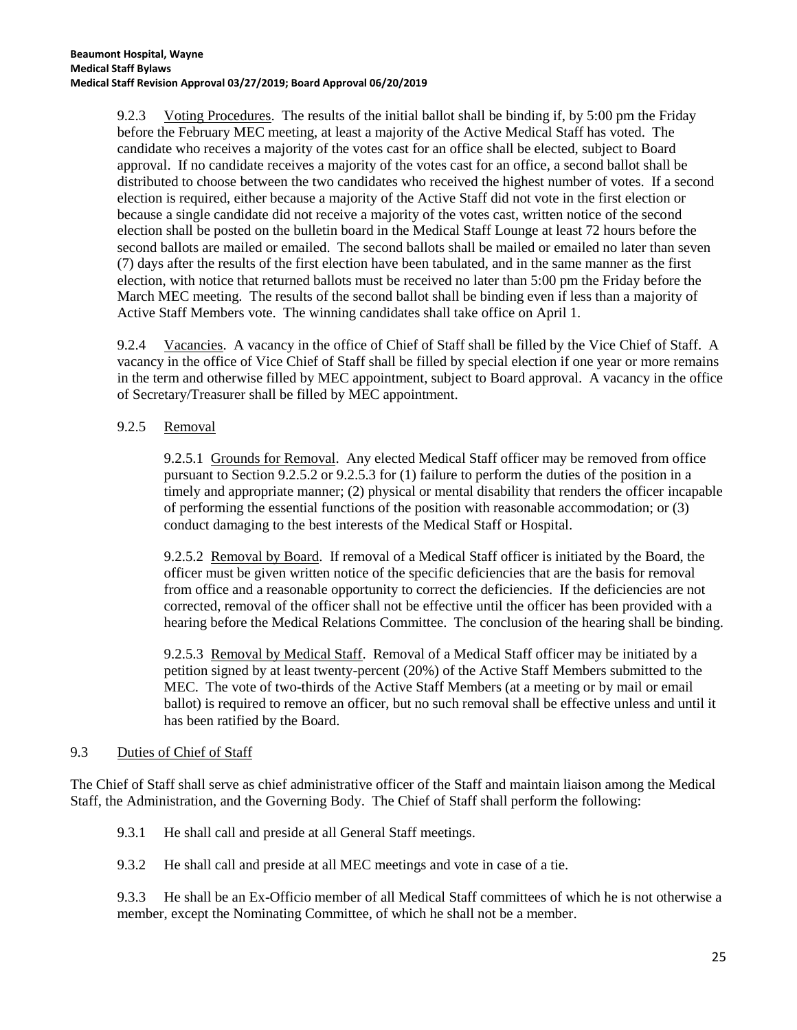9.2.3 Voting Procedures. The results of the initial ballot shall be binding if, by 5:00 pm the Friday before the February MEC meeting, at least a majority of the Active Medical Staff has voted. The candidate who receives a majority of the votes cast for an office shall be elected, subject to Board approval. If no candidate receives a majority of the votes cast for an office, a second ballot shall be distributed to choose between the two candidates who received the highest number of votes. If a second election is required, either because a majority of the Active Staff did not vote in the first election or because a single candidate did not receive a majority of the votes cast, written notice of the second election shall be posted on the bulletin board in the Medical Staff Lounge at least 72 hours before the second ballots are mailed or emailed. The second ballots shall be mailed or emailed no later than seven (7) days after the results of the first election have been tabulated, and in the same manner as the first election, with notice that returned ballots must be received no later than 5:00 pm the Friday before the March MEC meeting. The results of the second ballot shall be binding even if less than a majority of Active Staff Members vote. The winning candidates shall take office on April 1.

9.2.4 Vacancies. A vacancy in the office of Chief of Staff shall be filled by the Vice Chief of Staff. A vacancy in the office of Vice Chief of Staff shall be filled by special election if one year or more remains in the term and otherwise filled by MEC appointment, subject to Board approval. A vacancy in the office of Secretary/Treasurer shall be filled by MEC appointment.

9.2.5 Removal

9.2.5.1 Grounds for Removal. Any elected Medical Staff officer may be removed from office pursuant to Section 9.2.5.2 or 9.2.5.3 for (1) failure to perform the duties of the position in a timely and appropriate manner; (2) physical or mental disability that renders the officer incapable of performing the essential functions of the position with reasonable accommodation; or (3) conduct damaging to the best interests of the Medical Staff or Hospital.

9.2.5.2 Removal by Board. If removal of a Medical Staff officer is initiated by the Board, the officer must be given written notice of the specific deficiencies that are the basis for removal from office and a reasonable opportunity to correct the deficiencies. If the deficiencies are not corrected, removal of the officer shall not be effective until the officer has been provided with a hearing before the Medical Relations Committee. The conclusion of the hearing shall be binding.

9.2.5.3 Removal by Medical Staff. Removal of a Medical Staff officer may be initiated by a petition signed by at least twenty-percent (20%) of the Active Staff Members submitted to the MEC. The vote of two-thirds of the Active Staff Members (at a meeting or by mail or email ballot) is required to remove an officer, but no such removal shall be effective unless and until it has been ratified by the Board.

9.3 Duties of Chief of Staff

The Chief of Staff shall serve as chief administrative officer of the Staff and maintain liaison among the Medical Staff, the Administration, and the Governing Body. The Chief of Staff shall perform the following:

9.3.1 He shall call and preside at all General Staff meetings.

9.3.2 He shall call and preside at all MEC meetings and vote in case of a tie.

9.3.3 He shall be an Ex-Officio member of all Medical Staff committees of which he is not otherwise a member, except the Nominating Committee, of which he shall not be a member.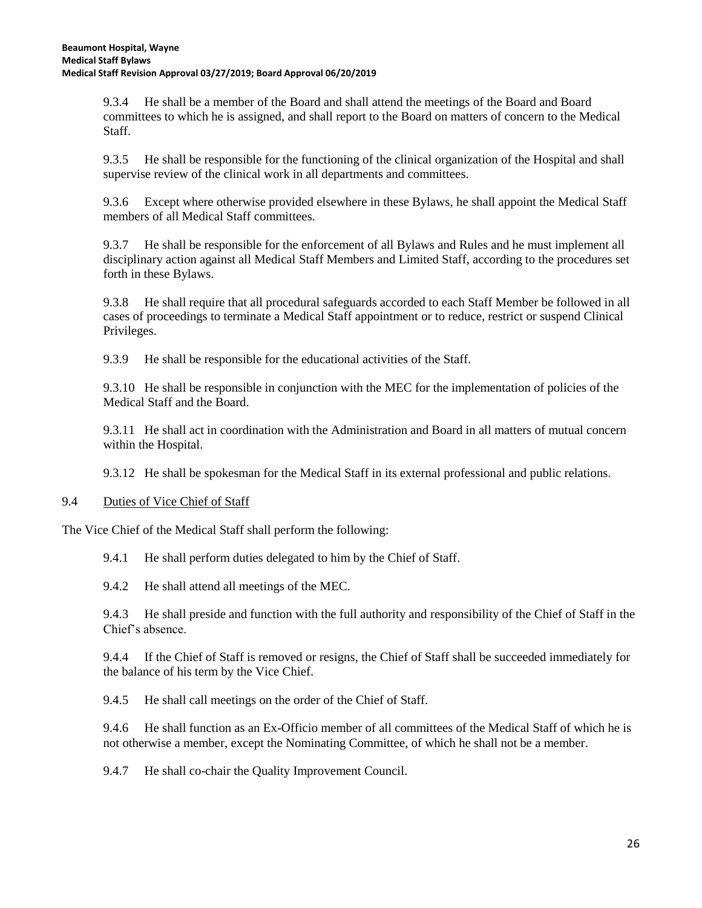9.3.4 He shall be a member of the Board and shall attend the meetings of the Board and Board committees to which he is assigned, and shall report to the Board on matters of concern to the Medical Staff.

9.3.5 He shall be responsible for the functioning of the clinical organization of the Hospital and shall supervise review of the clinical work in all departments and committees.

9.3.6 Except where otherwise provided elsewhere in these Bylaws, he shall appoint the Medical Staff members of all Medical Staff committees.

9.3.7 He shall be responsible for the enforcement of all Bylaws and Rules and he must implement all disciplinary action against all Medical Staff Members and Limited Staff, according to the procedures set forth in these Bylaws.

9.3.8 He shall require that all procedural safeguards accorded to each Staff Member be followed in all cases of proceedings to terminate a Medical Staff appointment or to reduce, restrict or suspend Clinical Privileges.

9.3.9 He shall be responsible for the educational activities of the Staff.

9.3.10 He shall be responsible in conjunction with the MEC for the implementation of policies of the Medical Staff and the Board.

9.3.11 He shall act in coordination with the Administration and Board in all matters of mutual concern within the Hospital.

9.3.12 He shall be spokesman for the Medical Staff in its external professional and public relations.

9.4 Duties of Vice Chief of Staff

The Vice Chief of the Medical Staff shall perform the following:

9.4.1 He shall perform duties delegated to him by the Chief of Staff.

9.4.2 He shall attend all meetings of the MEC.

9.4.3 He shall preside and function with the full authority and responsibility of the Chief of Staff in the Chief's absence.

9.4.4 If the Chief of Staff is removed or resigns, the Chief of Staff shall be succeeded immediately for the balance of his term by the Vice Chief.

9.4.5 He shall call meetings on the order of the Chief of Staff.

9.4.6 He shall function as an Ex-Officio member of all committees of the Medical Staff of which he is not otherwise a member, except the Nominating Committee, of which he shall not be a member.

9.4.7 He shall co-chair the Quality Improvement Council.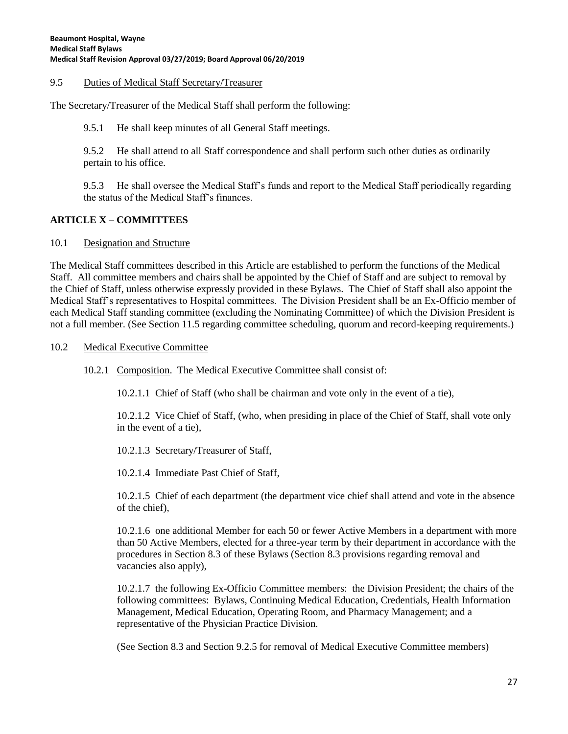### 9.5 Duties of Medical Staff Secretary/Treasurer

The Secretary/Treasurer of the Medical Staff shall perform the following:

9.5.1 He shall keep minutes of all General Staff meetings.

9.5.2 He shall attend to all Staff correspondence and shall perform such other duties as ordinarily pertain to his office.

9.5.3 He shall oversee the Medical Staff's funds and report to the Medical Staff periodically regarding the status of the Medical Staff's finances.

## ARTICLE X – COMMITTEES

### 10.1 Designation and Structure

The Medical Staff committees described in this Article are established to perform the functions of the Medical Staff. All committee members and chairs shall be appointed by the Chief of Staff and are subject to removal by the Chief of Staff, unless otherwise expressly provided in these Bylaws. The Chief of Staff shall also appoint the Medical Staff's representatives to Hospital committees. The Division President shall be an Ex-Officio member of each Medical Staff standing committee (excluding the Nominating Committee) of which the Division President is not a full member. (See Section 11.5 regarding committee scheduling, quorum and record-keeping requirements.)

### 10.2 Medical Executive Committee

10.2.1 Composition. The Medical Executive Committee shall consist of:

10.2.1.1 Chief of Staff (who shall be chairman and vote only in the event of a tie),

10.2.1.2 Vice Chief of Staff, (who, when presiding in place of the Chief of Staff, shall vote only in the event of a tie),

10.2.1.3 Secretary/Treasurer of Staff,

10.2.1.4 Immediate Past Chief of Staff,

10.2.1.5 Chief of each department (the department vice chief shall attend and vote in the absence of the chief),

10.2.1.6 one additional Member for each 50 or fewer Active Members in a department with more than 50 Active Members, elected for a three-year term by their department in accordance with the procedures in Section 8.3 of these Bylaws (Section 8.3 provisions regarding removal and vacancies also apply),

10.2.1.7 the following Ex-Officio Committee members: the Division President; the chairs of the following committees: Bylaws, Continuing Medical Education, Credentials, Health Information Management, Medical Education, Operating Room, and Pharmacy Management; and a representative of the Physician Practice Division.

(See Section 8.3 and Section 9.2.5 for removal of Medical Executive Committee members)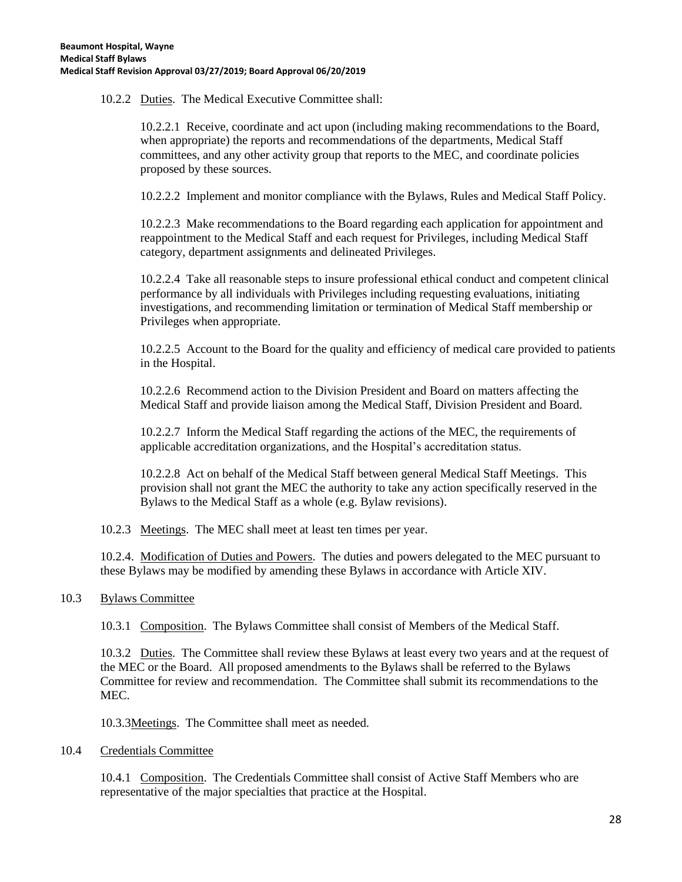10.2.2 Duties. The Medical Executive Committee shall:

10.2.2.1 Receive, coordinate and act upon (including making recommendations to the Board, when appropriate) the reports and recommendations of the departments, Medical Staff committees, and any other activity group that reports to the MEC, and coordinate policies proposed by these sources.

10.2.2.2 Implement and monitor compliance with the Bylaws, Rules and Medical Staff Policy.

10.2.2.3 Make recommendations to the Board regarding each application for appointment and reappointment to the Medical Staff and each request for Privileges, including Medical Staff category, department assignments and delineated Privileges.

10.2.2.4 Take all reasonable steps to insure professional ethical conduct and competent clinical performance by all individuals with Privileges including requesting evaluations, initiating investigations, and recommending limitation or termination of Medical Staff membership or Privileges when appropriate.

10.2.2.5 Account to the Board for the quality and efficiency of medical care provided to patients in the Hospital.

10.2.2.6 Recommend action to the Division President and Board on matters affecting the Medical Staff and provide liaison among the Medical Staff, Division President and Board.

10.2.2.7 Inform the Medical Staff regarding the actions of the MEC, the requirements of applicable accreditation organizations, and the Hospital's accreditation status.

10.2.2.8 Act on behalf of the Medical Staff between general Medical Staff Meetings. This provision shall not grant the MEC the authority to take any action specifically reserved in the Bylaws to the Medical Staff as a whole (e.g. Bylaw revisions).

10.2.3 Meetings. The MEC shall meet at least ten times per year.

10.2.4. Modification of Duties and Powers. The duties and powers delegated to the MEC pursuant to these Bylaws may be modified by amending these Bylaws in accordance with Article XIV.

## 10.3 Bylaws Committee

10.3.1 Composition. The Bylaws Committee shall consist of Members of the Medical Staff.

10.3.2 Duties. The Committee shall review these Bylaws at least every two years and at the request of the MEC or the Board. All proposed amendments to the Bylaws shall be referred to the Bylaws Committee for review and recommendation. The Committee shall submit its recommendations to the MEC.

10.3.3Meetings. The Committee shall meet as needed.

## 10.4 Credentials Committee

10.4.1 Composition. The Credentials Committee shall consist of Active Staff Members who are representative of the major specialties that practice at the Hospital.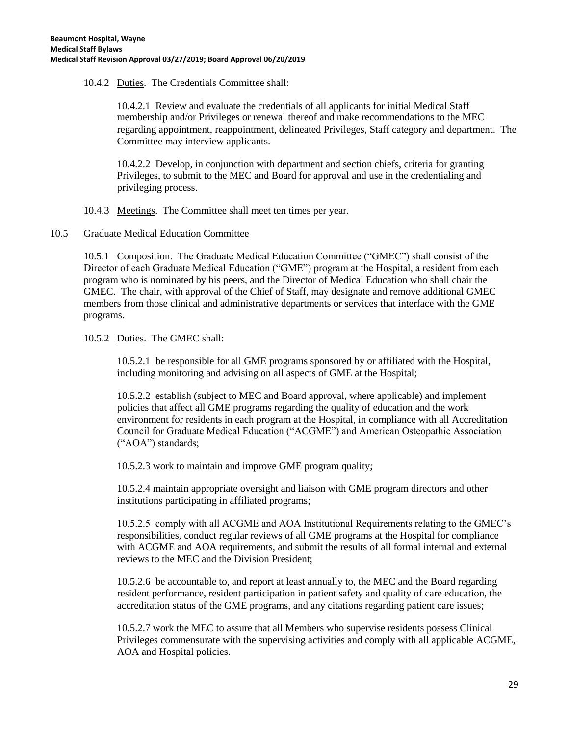10.4.2 Duties. The Credentials Committee shall:

10.4.2.1 Review and evaluate the credentials of all applicants for initial Medical Staff membership and/or Privileges or renewal thereof and make recommendations to the MEC regarding appointment, reappointment, delineated Privileges, Staff category and department. The Committee may interview applicants.

10.4.2.2 Develop, in conjunction with department and section chiefs, criteria for granting Privileges, to submit to the MEC and Board for approval and use in the credentialing and privileging process.

10.4.3 Meetings. The Committee shall meet ten times per year.

10.5 Graduate Medical Education Committee

10.5.1 Composition. The Graduate Medical Education Committee ("GMEC") shall consist of the Director of each Graduate Medical Education ("GME") program at the Hospital, a resident from each program who is nominated by his peers, and the Director of Medical Education who shall chair the GMEC. The chair, with approval of the Chief of Staff, may designate and remove additional GMEC members from those clinical and administrative departments or services that interface with the GME programs.

10.5.2 Duties. The GMEC shall:

10.5.2.1 be responsible for all GME programs sponsored by or affiliated with the Hospital, including monitoring and advising on all aspects of GME at the Hospital;

10.5.2.2 establish (subject to MEC and Board approval, where applicable) and implement policies that affect all GME programs regarding the quality of education and the work environment for residents in each program at the Hospital, in compliance with all Accreditation Council for Graduate Medical Education ("ACGME") and American Osteopathic Association ("AOA") standards;

10.5.2.3 work to maintain and improve GME program quality;

10.5.2.4 maintain appropriate oversight and liaison with GME program directors and other institutions participating in affiliated programs;

10.5.2.5 comply with all ACGME and AOA Institutional Requirements relating to the GMEC's responsibilities, conduct regular reviews of all GME programs at the Hospital for compliance with ACGME and AOA requirements, and submit the results of all formal internal and external reviews to the MEC and the Division President;

10.5.2.6 be accountable to, and report at least annually to, the MEC and the Board regarding resident performance, resident participation in patient safety and quality of care education, the accreditation status of the GME programs, and any citations regarding patient care issues;

10.5.2.7 work the MEC to assure that all Members who supervise residents possess Clinical Privileges commensurate with the supervising activities and comply with all applicable ACGME, AOA and Hospital policies.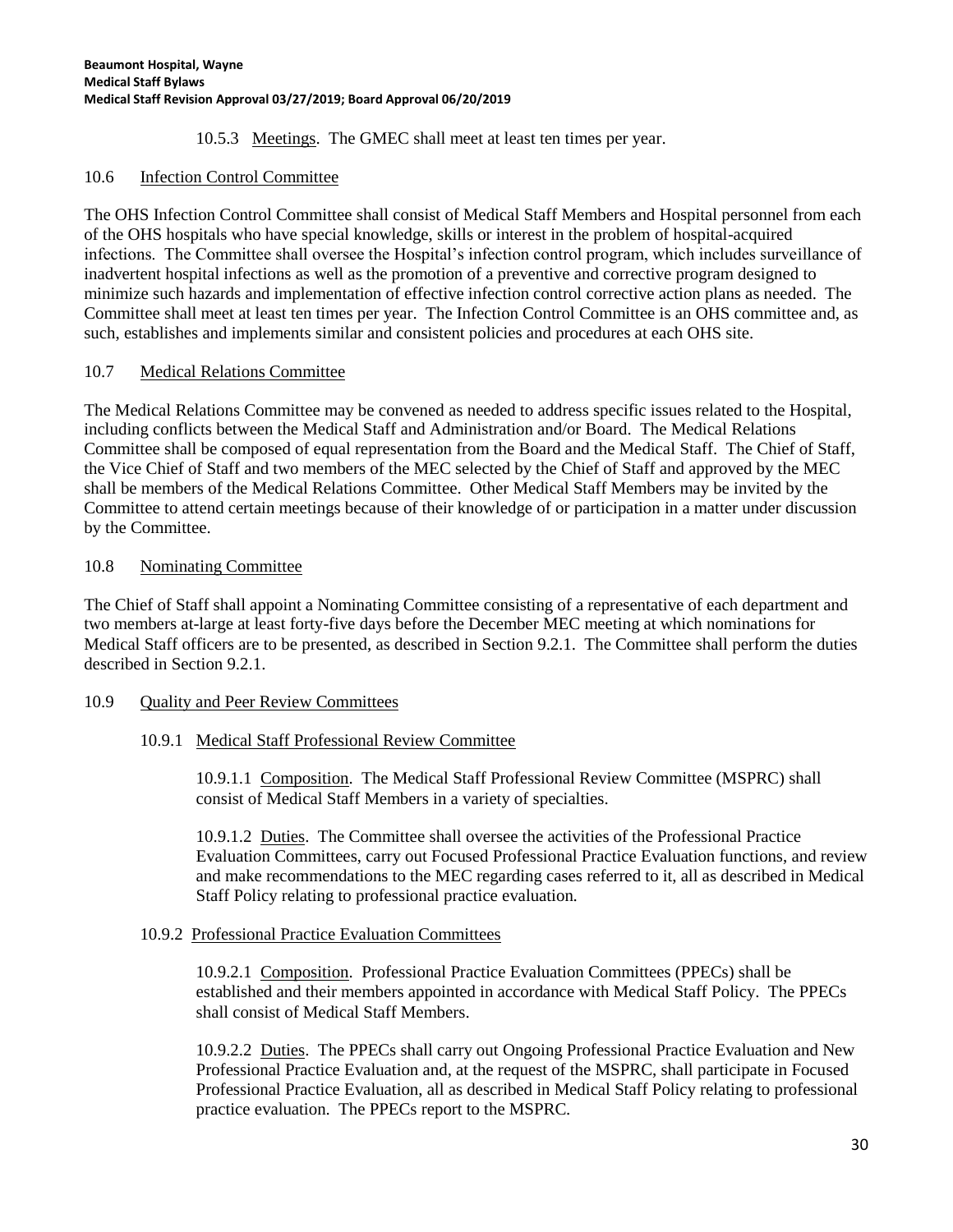10.5.3 Meetings. The GMEC shall meet at least ten times per year.

## 10.6 Infection Control Committee

The OHS Infection Control Committee shall consist of Medical Staff Members and Hospital personnel from each of the OHS hospitals who have special knowledge, skills or interest in the problem of hospital-acquired infections. The Committee shall oversee the Hospital's infection control program, which includes surveillance of inadvertent hospital infections as well as the promotion of a preventive and corrective program designed to minimize such hazards and implementation of effective infection control corrective action plans as needed. The Committee shall meet at least ten times per year. The Infection Control Committee is an OHS committee and, as such, establishes and implements similar and consistent policies and procedures at each OHS site.

## 10.7 Medical Relations Committee

The Medical Relations Committee may be convened as needed to address specific issues related to the Hospital, including conflicts between the Medical Staff and Administration and/or Board. The Medical Relations Committee shall be composed of equal representation from the Board and the Medical Staff. The Chief of Staff, the Vice Chief of Staff and two members of the MEC selected by the Chief of Staff and approved by the MEC shall be members of the Medical Relations Committee. Other Medical Staff Members may be invited by the Committee to attend certain meetings because of their knowledge of or participation in a matter under discussion by the Committee.

## 10.8 Nominating Committee

The Chief of Staff shall appoint a Nominating Committee consisting of a representative of each department and two members at-large at least forty-five days before the December MEC meeting at which nominations for Medical Staff officers are to be presented, as described in Section 9.2.1. The Committee shall perform the duties described in Section 9.2.1.

## 10.9 Quality and Peer Review Committees

### 10.9.1 Medical Staff Professional Review Committee

10.9.1.1 Composition. The Medical Staff Professional Review Committee (MSPRC) shall consist of Medical Staff Members in a variety of specialties.

10.9.1.2 Duties. The Committee shall oversee the activities of the Professional Practice Evaluation Committees, carry out Focused Professional Practice Evaluation functions, and review and make recommendations to the MEC regarding cases referred to it, all as described in Medical Staff Policy relating to professional practice evaluation.

### 10.9.2 Professional Practice Evaluation Committees

10.9.2.1 Composition. Professional Practice Evaluation Committees (PPECs) shall be established and their members appointed in accordance with Medical Staff Policy. The PPECs shall consist of Medical Staff Members.

10.9.2.2 Duties. The PPECs shall carry out Ongoing Professional Practice Evaluation and New Professional Practice Evaluation and, at the request of the MSPRC, shall participate in Focused Professional Practice Evaluation, all as described in Medical Staff Policy relating to professional practice evaluation. The PPECs report to the MSPRC.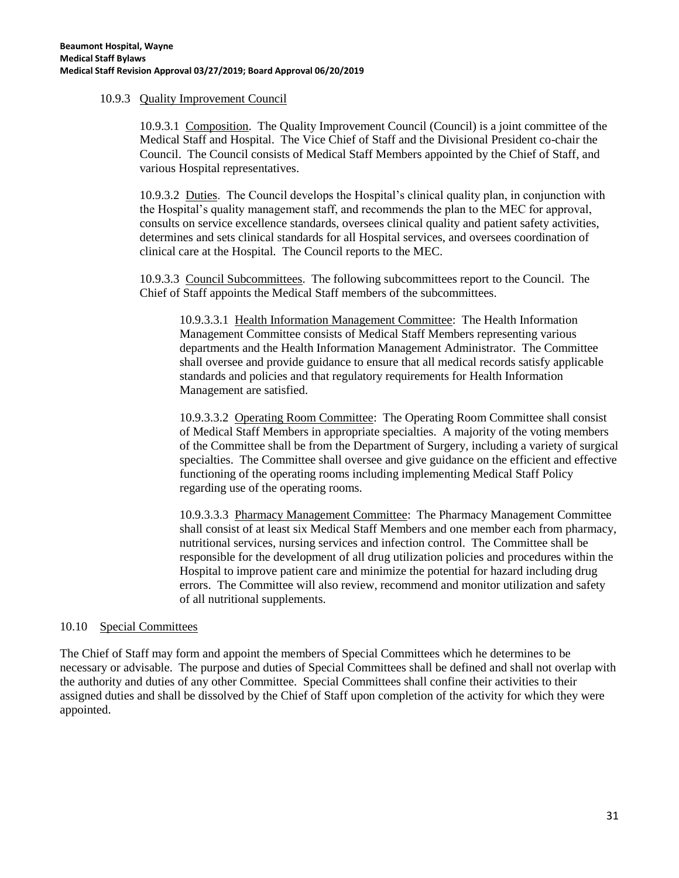10.9.3 Quality Improvement Council

10.9.3.1 Composition. The Quality Improvement Council (Council) is a joint committee of the Medical Staff and Hospital. The Vice Chief of Staff and the Divisional President co-chair the Council. The Council consists of Medical Staff Members appointed by the Chief of Staff, and various Hospital representatives.

10.9.3.2 Duties. The Council develops the Hospital's clinical quality plan, in conjunction with the Hospital's quality management staff, and recommends the plan to the MEC for approval, consults on service excellence standards, oversees clinical quality and patient safety activities, determines and sets clinical standards for all Hospital services, and oversees coordination of clinical care at the Hospital. The Council reports to the MEC.

10.9.3.3 Council Subcommittees. The following subcommittees report to the Council. The Chief of Staff appoints the Medical Staff members of the subcommittees.

10.9.3.3.1 Health Information Management Committee: The Health Information Management Committee consists of Medical Staff Members representing various departments and the Health Information Management Administrator. The Committee shall oversee and provide guidance to ensure that all medical records satisfy applicable standards and policies and that regulatory requirements for Health Information Management are satisfied.

10.9.3.3.2 Operating Room Committee: The Operating Room Committee shall consist of Medical Staff Members in appropriate specialties. A majority of the voting members of the Committee shall be from the Department of Surgery, including a variety of surgical specialties. The Committee shall oversee and give guidance on the efficient and effective functioning of the operating rooms including implementing Medical Staff Policy regarding use of the operating rooms.

10.9.3.3.3 Pharmacy Management Committee: The Pharmacy Management Committee shall consist of at least six Medical Staff Members and one member each from pharmacy, nutritional services, nursing services and infection control. The Committee shall be responsible for the development of all drug utilization policies and procedures within the Hospital to improve patient care and minimize the potential for hazard including drug errors. The Committee will also review, recommend and monitor utilization and safety of all nutritional supplements.

10.10 Special Committees

The Chief of Staff may form and appoint the members of Special Committees which he determines to be necessary or advisable. The purpose and duties of Special Committees shall be defined and shall not overlap with the authority and duties of any other Committee. Special Committees shall confine their activities to their assigned duties and shall be dissolved by the Chief of Staff upon completion of the activity for which they were appointed.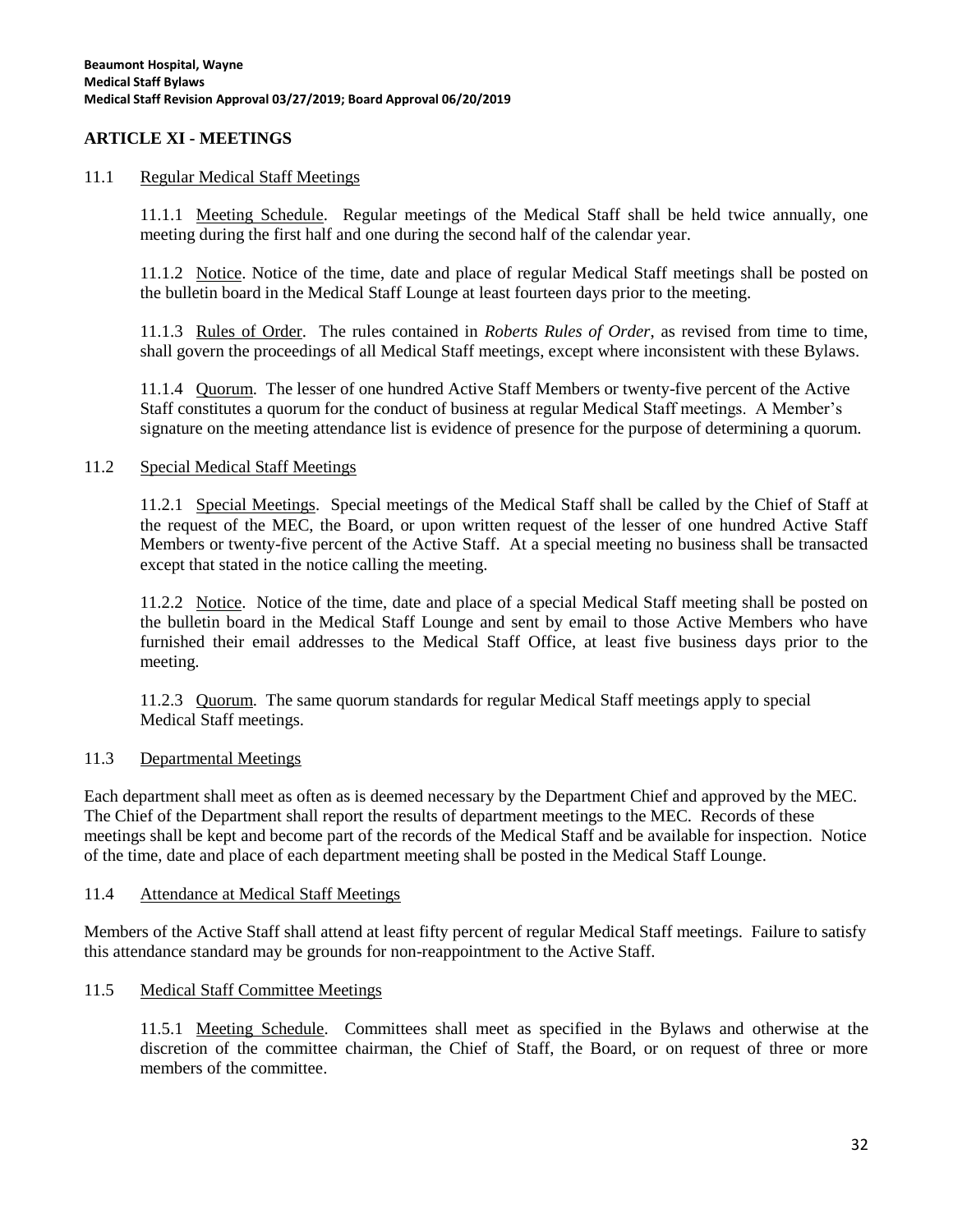## ARTICLE XI - MEETINGS

### 11.1 Regular Medical Staff Meetings

11.1.1 Meeting Schedule. Regular meetings of the Medical Staff shall be held twice annually, one meeting during the first half and one during the second half of the calendar year.

11.1.2 Notice. Notice of the time, date and place of regular Medical Staff meetings shall be posted on the bulletin board in the Medical Staff Lounge at least fourteen days prior to the meeting.

11.1.3 Rules of Order. The rules contained in *Roberts Rules of Order*, as revised from time to time, shall govern the proceedings of all Medical Staff meetings, except where inconsistent with these Bylaws.

11.1.4 Quorum. The lesser of one hundred Active Staff Members or twenty-five percent of the Active Staff constitutes a quorum for the conduct of business at regular Medical Staff meetings. A Member's signature on the meeting attendance list is evidence of presence for the purpose of determining a quorum.

### 11.2 Special Medical Staff Meetings

11.2.1 Special Meetings. Special meetings of the Medical Staff shall be called by the Chief of Staff at the request of the MEC, the Board, or upon written request of the lesser of one hundred Active Staff Members or twenty-five percent of the Active Staff. At a special meeting no business shall be transacted except that stated in the notice calling the meeting.

11.2.2 Notice. Notice of the time, date and place of a special Medical Staff meeting shall be posted on the bulletin board in the Medical Staff Lounge and sent by email to those Active Members who have furnished their email addresses to the Medical Staff Office, at least five business days prior to the meeting.

11.2.3 Quorum. The same quorum standards for regular Medical Staff meetings apply to special Medical Staff meetings.

### 11.3 Departmental Meetings

Each department shall meet as often as is deemed necessary by the Department Chief and approved by the MEC. The Chief of the Department shall report the results of department meetings to the MEC. Records of these meetings shall be kept and become part of the records of the Medical Staff and be available for inspection. Notice of the time, date and place of each department meeting shall be posted in the Medical Staff Lounge.

### 11.4 Attendance at Medical Staff Meetings

Members of the Active Staff shall attend at least fifty percent of regular Medical Staff meetings. Failure to satisfy this attendance standard may be grounds for non-reappointment to the Active Staff.

### 11.5 Medical Staff Committee Meetings

11.5.1 Meeting Schedule. Committees shall meet as specified in the Bylaws and otherwise at the discretion of the committee chairman, the Chief of Staff, the Board, or on request of three or more members of the committee.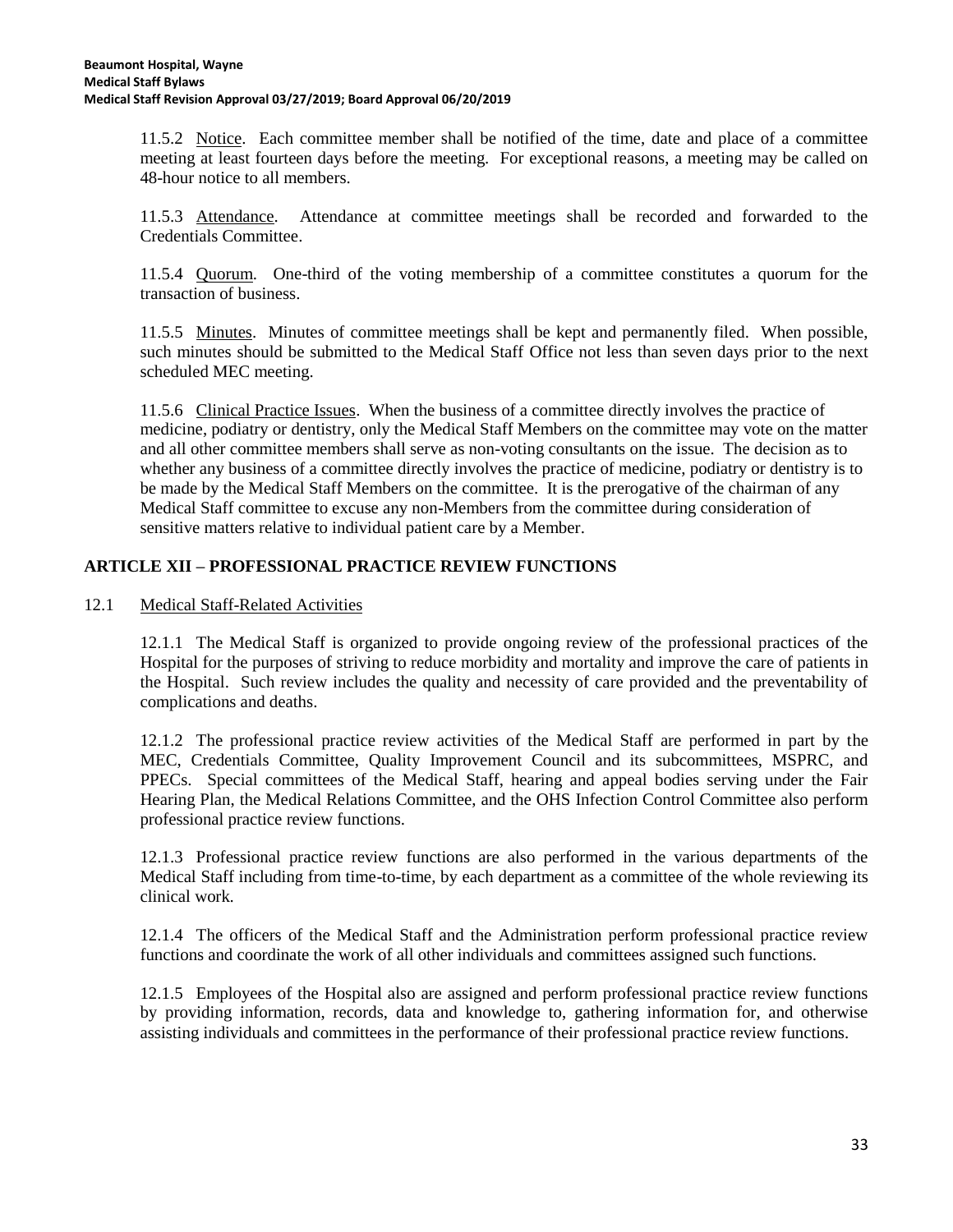11.5.2 Notice. Each committee member shall be notified of the time, date and place of a committee meeting at least fourteen days before the meeting. For exceptional reasons, a meeting may be called on 48-hour notice to all members.

11.5.3 Attendance. Attendance at committee meetings shall be recorded and forwarded to the Credentials Committee.

11.5.4 Quorum. One-third of the voting membership of a committee constitutes a quorum for the transaction of business.

11.5.5 Minutes. Minutes of committee meetings shall be kept and permanently filed. When possible, such minutes should be submitted to the Medical Staff Office not less than seven days prior to the next scheduled MEC meeting.

11.5.6 Clinical Practice Issues. When the business of a committee directly involves the practice of medicine, podiatry or dentistry, only the Medical Staff Members on the committee may vote on the matter and all other committee members shall serve as non-voting consultants on the issue. The decision as to whether any business of a committee directly involves the practice of medicine, podiatry or dentistry is to be made by the Medical Staff Members on the committee. It is the prerogative of the chairman of any Medical Staff committee to excuse any non-Members from the committee during consideration of sensitive matters relative to individual patient care by a Member.

## ARTICLE XII – PROFESSIONAL PRACTICE REVIEW FUNCTIONS

### 12.1 Medical Staff-Related Activities

12.1.1 The Medical Staff is organized to provide ongoing review of the professional practices of the Hospital for the purposes of striving to reduce morbidity and mortality and improve the care of patients in the Hospital. Such review includes the quality and necessity of care provided and the preventability of complications and deaths.

12.1.2 The professional practice review activities of the Medical Staff are performed in part by the MEC, Credentials Committee, Quality Improvement Council and its subcommittees, MSPRC, and PPECs. Special committees of the Medical Staff, hearing and appeal bodies serving under the Fair Hearing Plan, the Medical Relations Committee, and the OHS Infection Control Committee also perform professional practice review functions.

12.1.3 Professional practice review functions are also performed in the various departments of the Medical Staff including from time-to-time, by each department as a committee of the whole reviewing its clinical work.

12.1.4 The officers of the Medical Staff and the Administration perform professional practice review functions and coordinate the work of all other individuals and committees assigned such functions.

12.1.5 Employees of the Hospital also are assigned and perform professional practice review functions by providing information, records, data and knowledge to, gathering information for, and otherwise assisting individuals and committees in the performance of their professional practice review functions.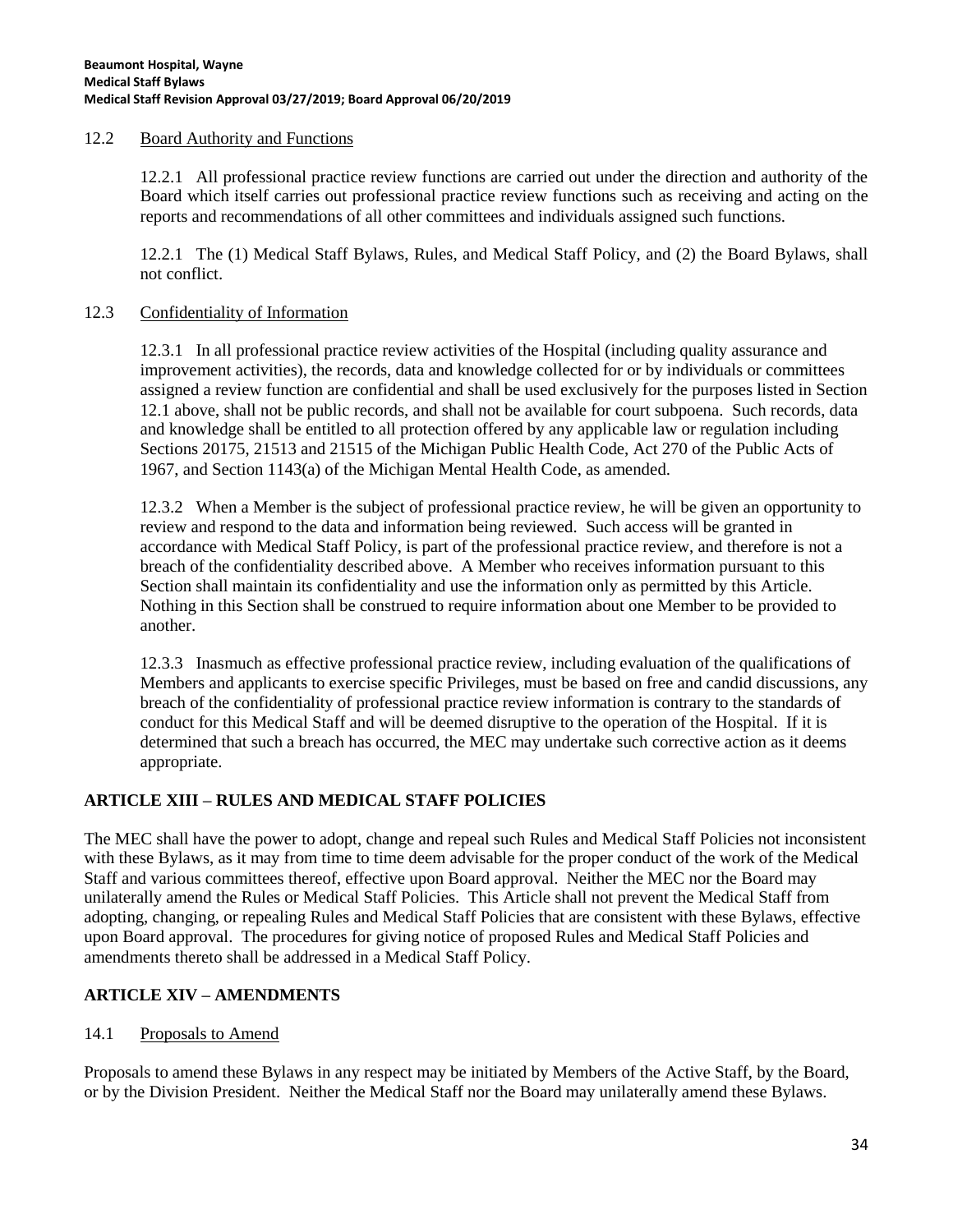### 12.2 Board Authority and Functions

12.2.1 All professional practice review functions are carried out under the direction and authority of the Board which itself carries out professional practice review functions such as receiving and acting on the reports and recommendations of all other committees and individuals assigned such functions.

12.2.1 The (1) Medical Staff Bylaws, Rules, and Medical Staff Policy, and (2) the Board Bylaws, shall not conflict.

### 12.3 Confidentiality of Information

12.3.1 In all professional practice review activities of the Hospital (including quality assurance and improvement activities), the records, data and knowledge collected for or by individuals or committees assigned a review function are confidential and shall be used exclusively for the purposes listed in Section 12.1 above, shall not be public records, and shall not be available for court subpoena. Such records, data and knowledge shall be entitled to all protection offered by any applicable law or regulation including Sections 20175, 21513 and 21515 of the Michigan Public Health Code, Act 270 of the Public Acts of 1967, and Section 1143(a) of the Michigan Mental Health Code, as amended.

12.3.2 When a Member is the subject of professional practice review, he will be given an opportunity to review and respond to the data and information being reviewed. Such access will be granted in accordance with Medical Staff Policy, is part of the professional practice review, and therefore is not a breach of the confidentiality described above. A Member who receives information pursuant to this Section shall maintain its confidentiality and use the information only as permitted by this Article. Nothing in this Section shall be construed to require information about one Member to be provided to another.

12.3.3 Inasmuch as effective professional practice review, including evaluation of the qualifications of Members and applicants to exercise specific Privileges, must be based on free and candid discussions, any breach of the confidentiality of professional practice review information is contrary to the standards of conduct for this Medical Staff and will be deemed disruptive to the operation of the Hospital. If it is determined that such a breach has occurred, the MEC may undertake such corrective action as it deems appropriate.

## ARTICLE XIII – RULES AND MEDICAL STAFF POLICIES

The MEC shall have the power to adopt, change and repeal such Rules and Medical Staff Policies not inconsistent with these Bylaws, as it may from time to time deem advisable for the proper conduct of the work of the Medical Staff and various committees thereof, effective upon Board approval. Neither the MEC nor the Board may unilaterally amend the Rules or Medical Staff Policies. This Article shall not prevent the Medical Staff from adopting, changing, or repealing Rules and Medical Staff Policies that are consistent with these Bylaws, effective upon Board approval. The procedures for giving notice of proposed Rules and Medical Staff Policies and amendments thereto shall be addressed in a Medical Staff Policy.

## ARTICLE XIV – AMENDMENTS

### 14.1 Proposals to Amend

Proposals to amend these Bylaws in any respect may be initiated by Members of the Active Staff, by the Board, or by the Division President. Neither the Medical Staff nor the Board may unilaterally amend these Bylaws.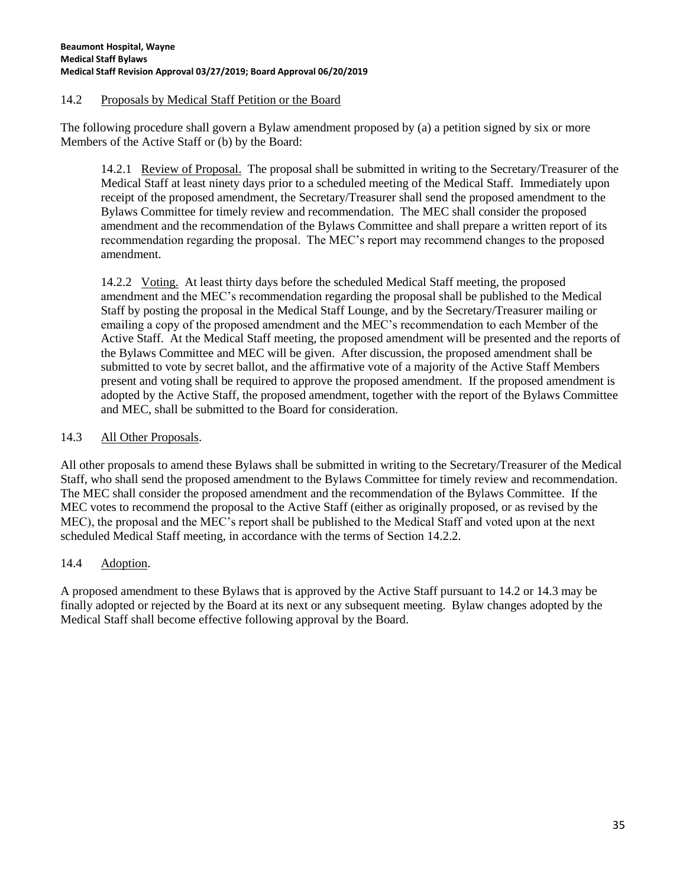## 14.2 Proposals by Medical Staff Petition or the Board

The following procedure shall govern a Bylaw amendment proposed by (a) a petition signed by six or more Members of the Active Staff or (b) by the Board:

14.2.1 Review of Proposal. The proposal shall be submitted in writing to the Secretary/Treasurer of the Medical Staff at least ninety days prior to a scheduled meeting of the Medical Staff. Immediately upon receipt of the proposed amendment, the Secretary/Treasurer shall send the proposed amendment to the Bylaws Committee for timely review and recommendation. The MEC shall consider the proposed amendment and the recommendation of the Bylaws Committee and shall prepare a written report of its recommendation regarding the proposal. The MEC's report may recommend changes to the proposed amendment.

14.2.2 Voting. At least thirty days before the scheduled Medical Staff meeting, the proposed amendment and the MEC's recommendation regarding the proposal shall be published to the Medical Staff by posting the proposal in the Medical Staff Lounge, and by the Secretary/Treasurer mailing or emailing a copy of the proposed amendment and the MEC's recommendation to each Member of the Active Staff. At the Medical Staff meeting, the proposed amendment will be presented and the reports of the Bylaws Committee and MEC will be given. After discussion, the proposed amendment shall be submitted to vote by secret ballot, and the affirmative vote of a majority of the Active Staff Members present and voting shall be required to approve the proposed amendment. If the proposed amendment is adopted by the Active Staff, the proposed amendment, together with the report of the Bylaws Committee and MEC, shall be submitted to the Board for consideration.

## 14.3 All Other Proposals.

All other proposals to amend these Bylaws shall be submitted in writing to the Secretary/Treasurer of the Medical Staff, who shall send the proposed amendment to the Bylaws Committee for timely review and recommendation. The MEC shall consider the proposed amendment and the recommendation of the Bylaws Committee. If the MEC votes to recommend the proposal to the Active Staff (either as originally proposed, or as revised by the MEC), the proposal and the MEC's report shall be published to the Medical Staff and voted upon at the next scheduled Medical Staff meeting, in accordance with the terms of Section 14.2.2.

## 14.4 Adoption.

A proposed amendment to these Bylaws that is approved by the Active Staff pursuant to 14.2 or 14.3 may be finally adopted or rejected by the Board at its next or any subsequent meeting. Bylaw changes adopted by the Medical Staff shall become effective following approval by the Board.